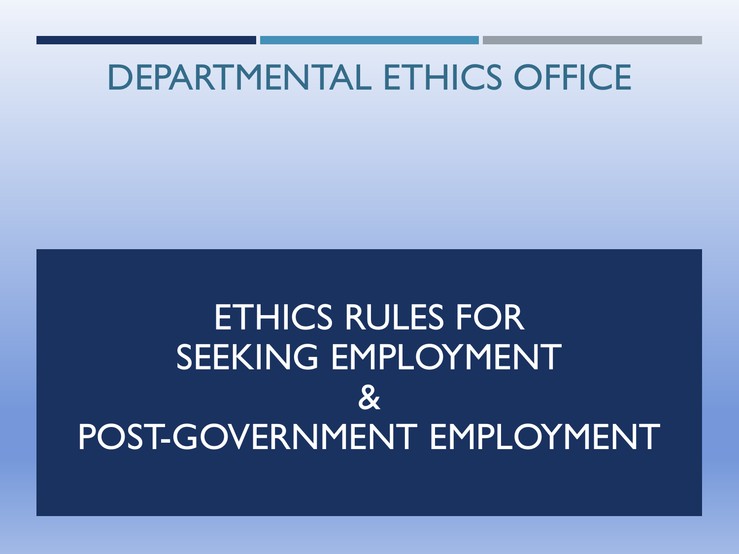# DEPARTMENTAL ETHICS OFFICE

## ETHICS RULES FOR SEEKING EMPLOYMENT & POST-GOVERNMENT EMPLOYMENT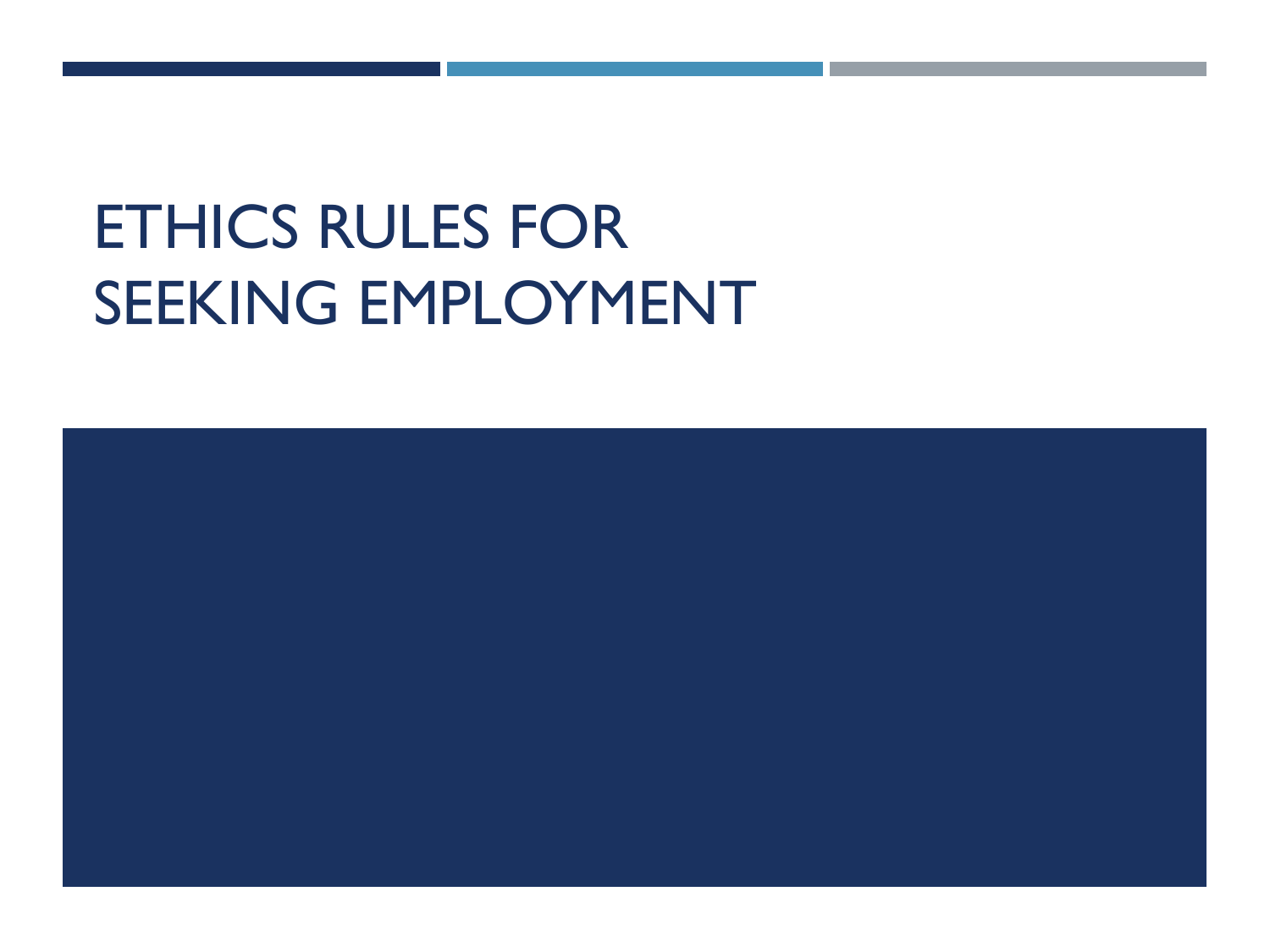# ETHICS RULES FOR SEEKING EMPLOYMENT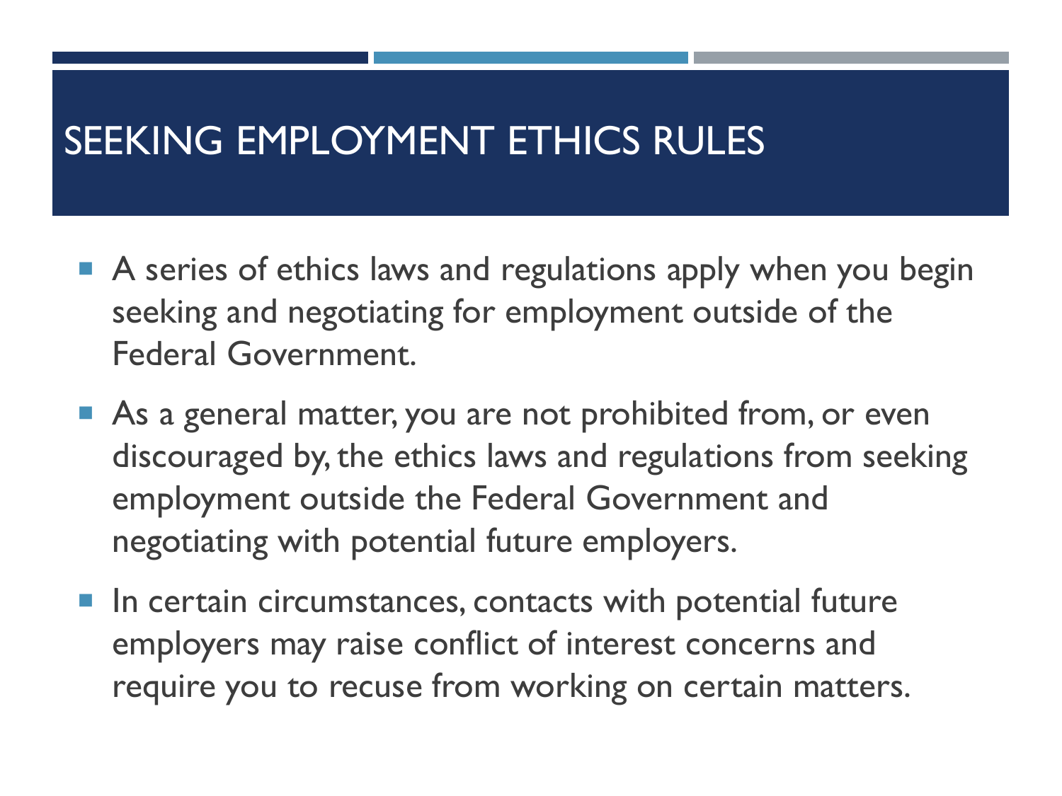# SEEKING EMPLOYMENT ETHICS RULES

- A series of ethics laws and regulations apply when you begin seeking and negotiating for employment outside of the Federal Government.
- As a general matter, you are not prohibited from, or even discouraged by, the ethics laws and regulations from seeking employment outside the Federal Government and negotiating with potential future employers.
- In certain circumstances, contacts with potential future employers may raise conflict of interest concerns and require you to recuse from working on certain matters.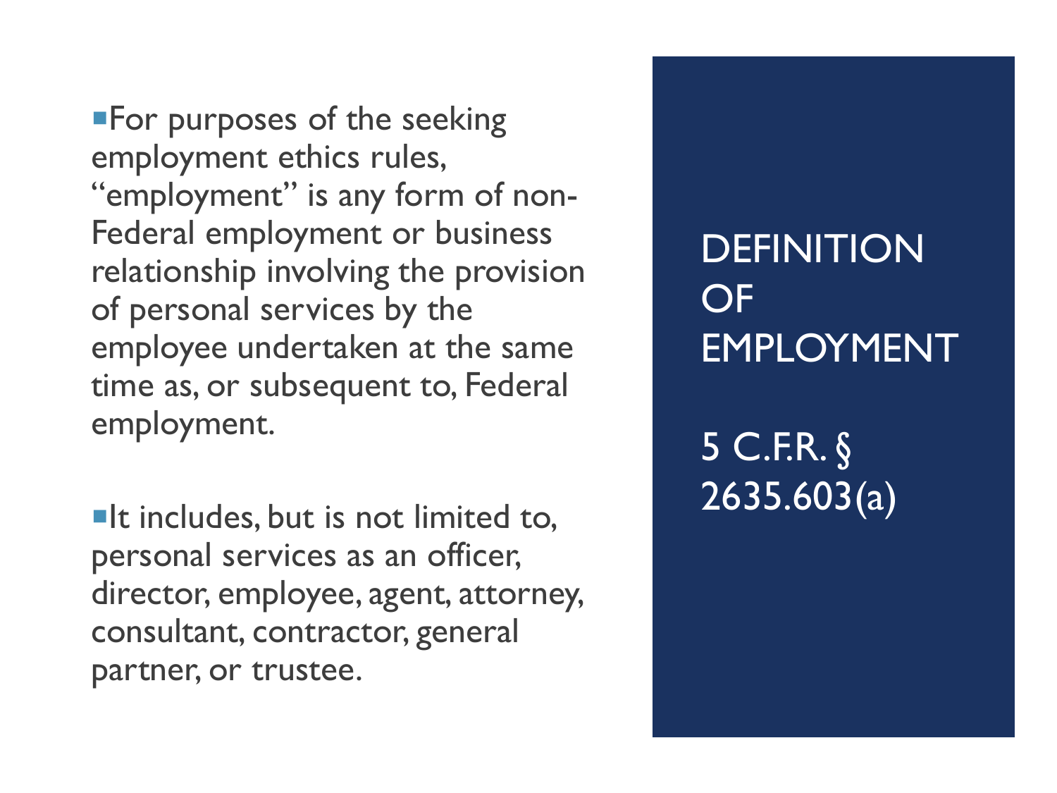## DEFINITION OF EMPLOYMENT

## 5 C.F.R. § 2635.603(a)

- For purposes of the seeking employment ethics rules, "employment" is any form of non-Federal employment or business relationship involving the provision of personal services by the employee undertaken at the same time as, or subsequent to, Federal employment.
- It includes, but is not limited to, personal services as an officer, director, employee, agent, attorney, consultant, contractor, general partner, or trustee.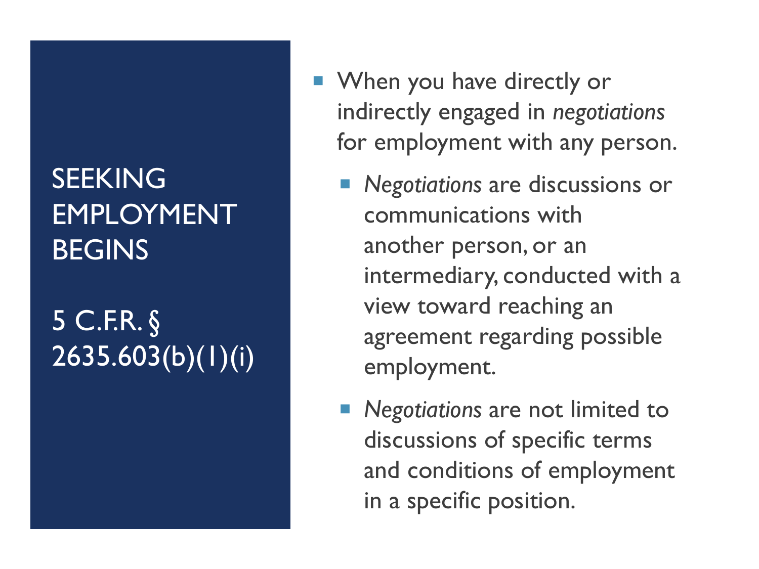## SEEKING EMPLOYMENT BEGINS

## 5 C.F.R. § 2635.603(b)(1)(i)

- When you have directly or indirectly engaged in *negotiations* for employment with any person.
  - *Negotiations* are discussions or communications with another person, or an intermediary, conducted with a view toward reaching an agreement regarding possible employment.
  - *Negotiations* are not limited to discussions of specific terms and conditions of employment in a specific position.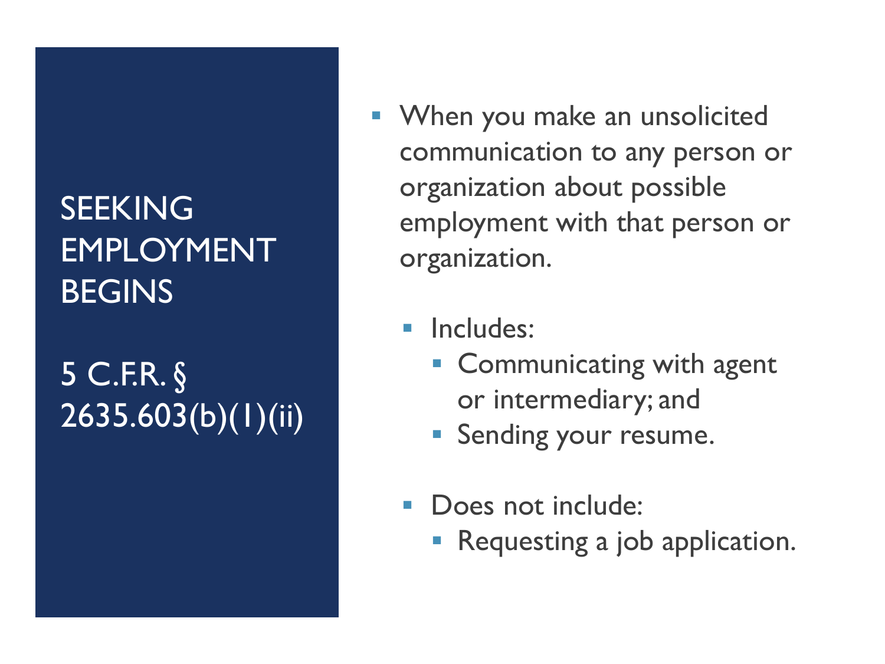# SEEKING EMPLOYMENT BEGINS

## 5 C.F.R. § 2635.603(b)(1)(ii)

- When you make an unsolicited communication to any person or organization about possible employment with that person or organization.
  - Includes:
    - Communicating with agent or intermediary; and
    - Sending your resume.
  - Does not include:
    - Requesting a job application.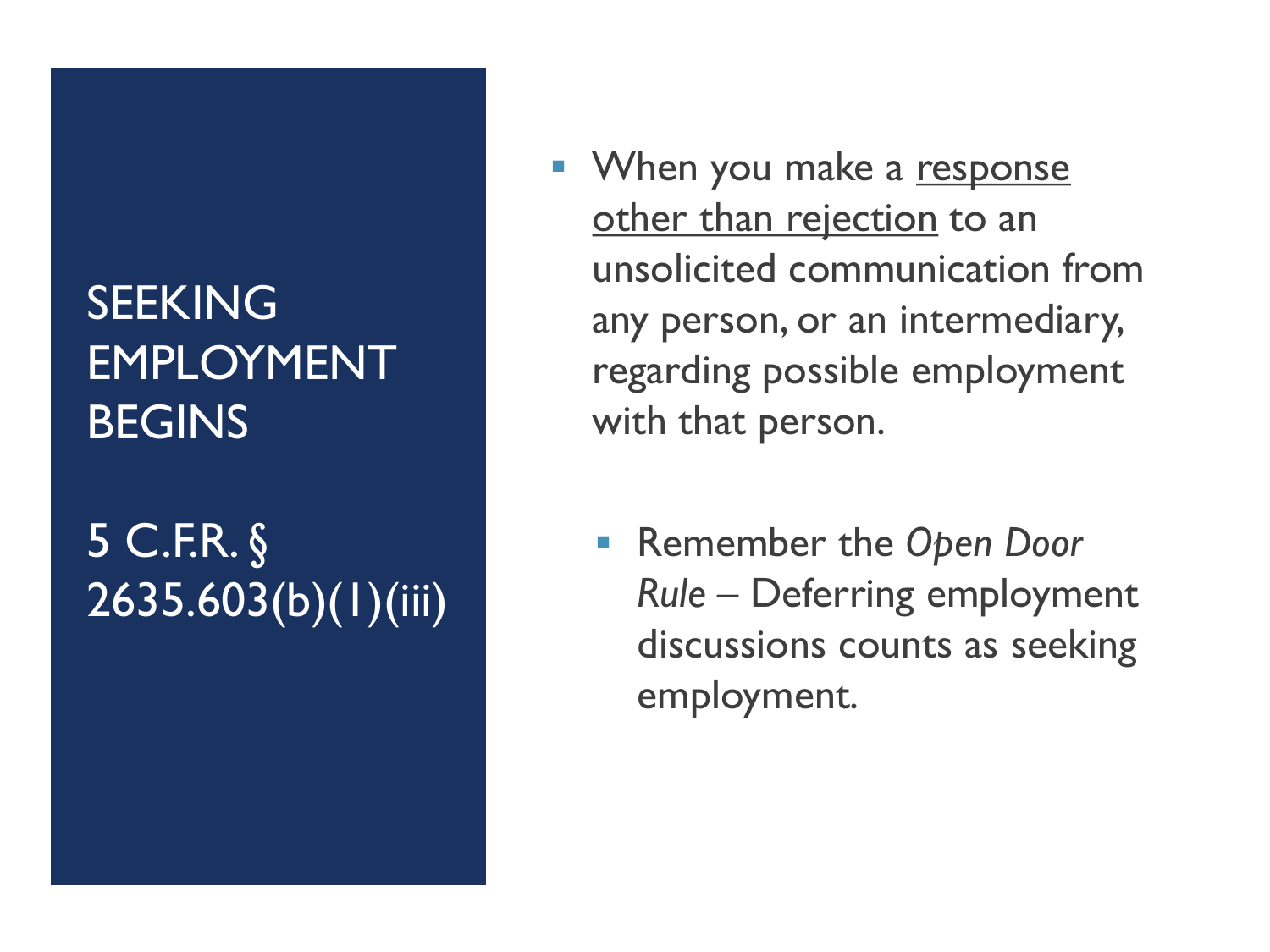# SEEKING EMPLOYMENT BEGINS

## 5 C.F.R. § 2635.603(b)(1)(iii)

- When you make a <u>response other than rejection</u> to an unsolicited communication from any person, or an intermediary, regarding possible employment with that person.

  - Remember the *Open Door Rule* – Deferring employment discussions counts as seeking employment.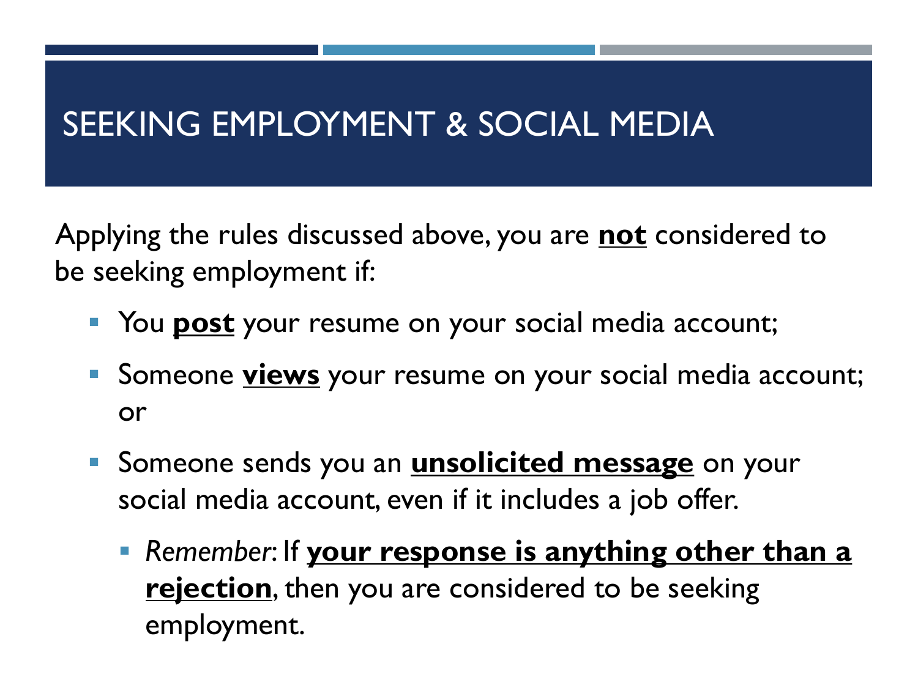# SEEKING EMPLOYMENT & SOCIAL MEDIA

Applying the rules discussed above, you are **<u>not</u>** considered to be seeking employment if:

- You **<u>post</u>** your resume on your social media account;
- Someone **<u>views</u>** your resume on your social media account; or
- Someone sends you an **<u>unsolicited message</u>** on your social media account, even if it includes a job offer.
  - *Remember*: If **<u>your response is anything other than a rejection</u>**, then you are considered to be seeking employment.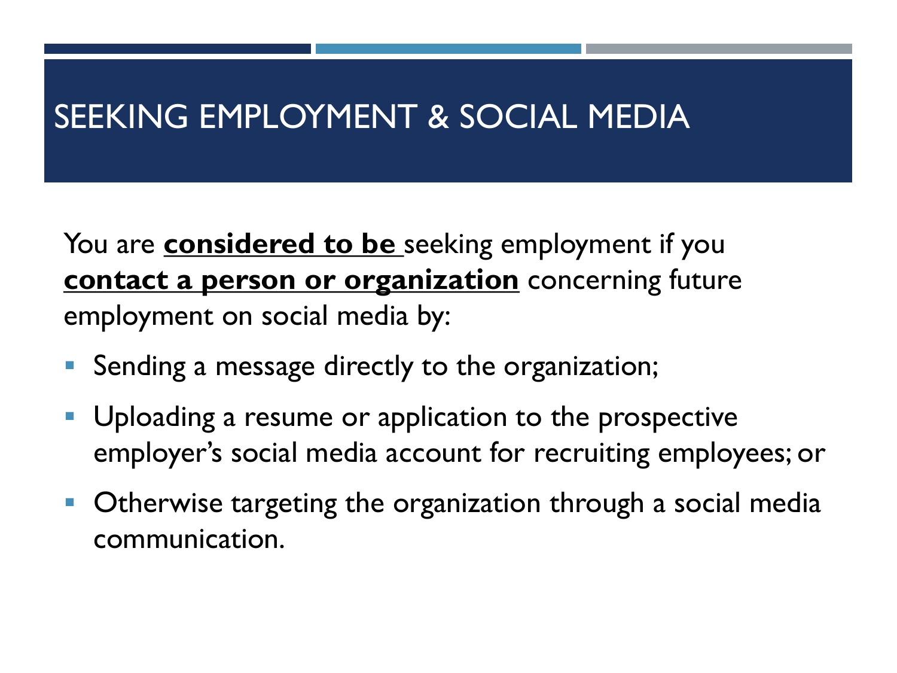# SEEKING EMPLOYMENT & SOCIAL MEDIA

You are **considered to be** seeking employment if you **contact a person or organization** concerning future employment on social media by:

- Sending a message directly to the organization;
- Uploading a resume or application to the prospective employer's social media account for recruiting employees; or
- Otherwise targeting the organization through a social media communication.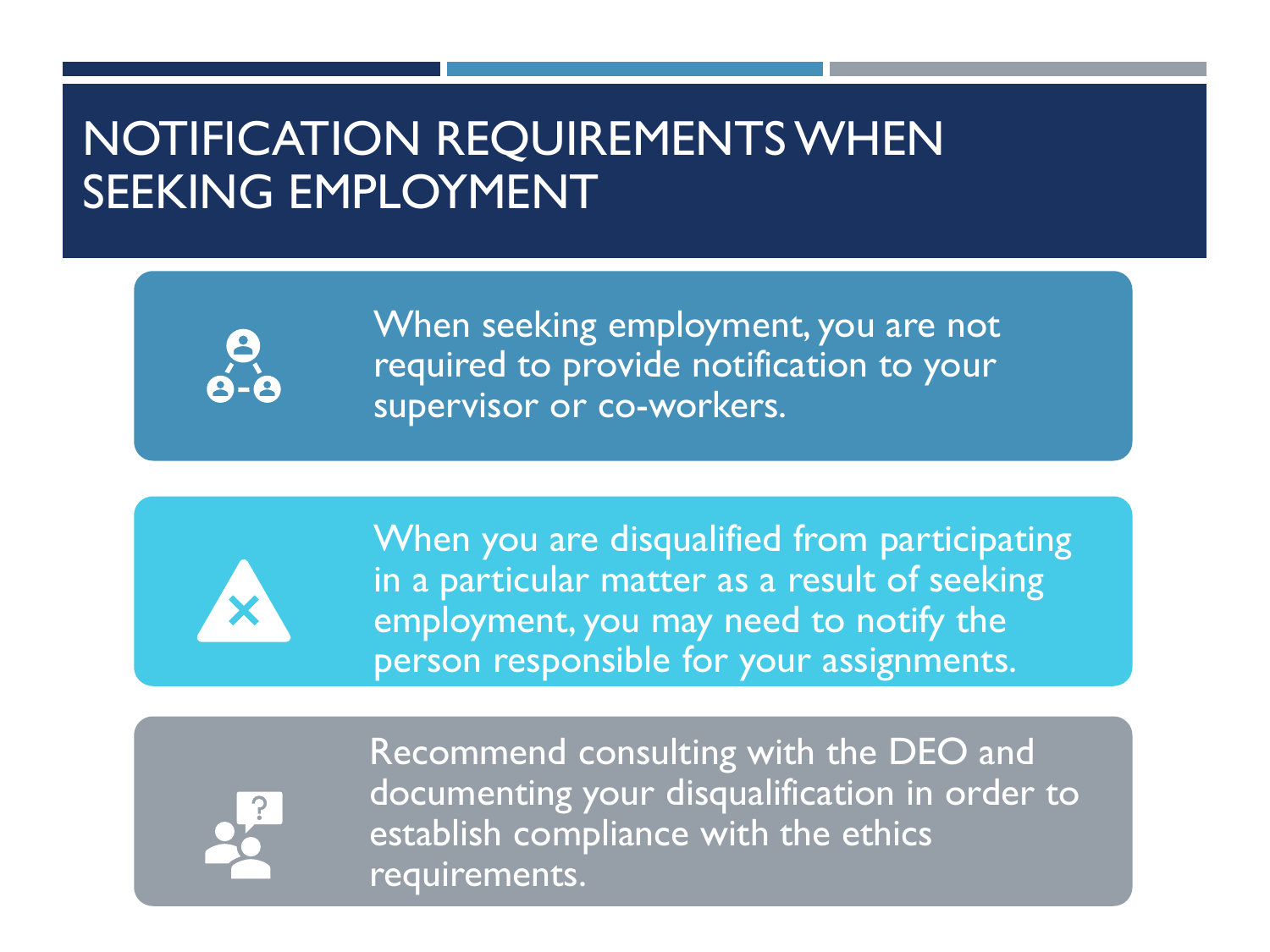# NOTIFICATION REQUIREMENTS WHEN SEEKING EMPLOYMENT

- When seeking employment, you are not required to provide notification to your supervisor or co-workers.
- When you are disqualified from participating in a particular matter as a result of seeking employment, you may need to notify the person responsible for your assignments.
- Recommend consulting with the DEO and documenting your disqualification in order to establish compliance with the ethics requirements.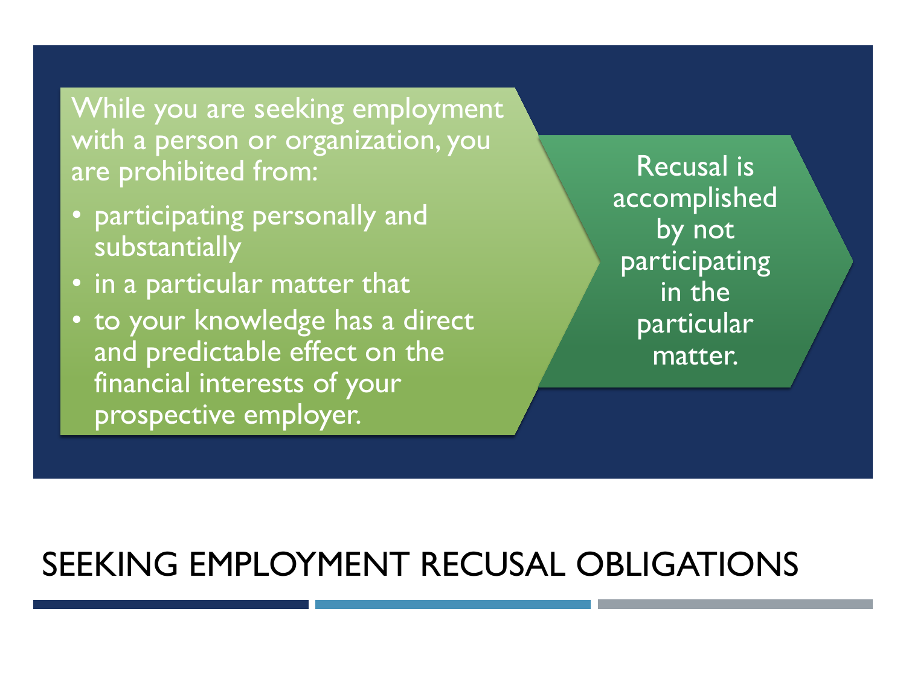# SEEKING EMPLOYMENT RECUSAL OBLIGATIONS

While you are seeking employment with a person or organization, you are prohibited from:

- participating personally and substantially
- in a particular matter that
- to your knowledge has a direct and predictable effect on the financial interests of your prospective employer.

Recusal is accomplished by not participating in the particular matter.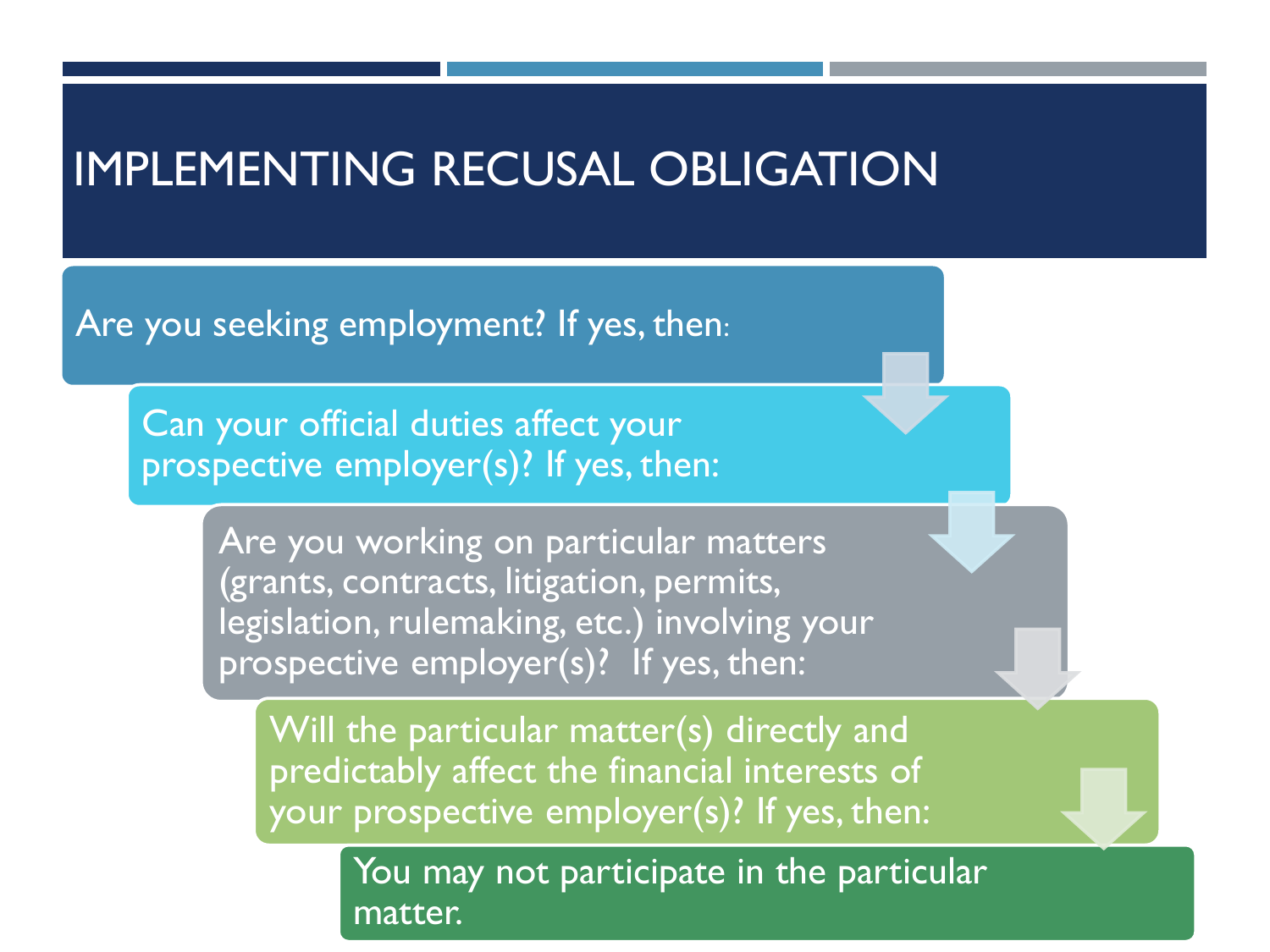# IMPLEMENTING RECUSAL OBLIGATION

- Are you seeking employment? If yes, then:
  - Can your official duties affect your prospective employer(s)? If yes, then:
    - Are you working on particular matters (grants, contracts, litigation, permits, legislation, rulemaking, etc.) involving your prospective employer(s)? If yes, then:
      - Will the particular matter(s) directly and predictably affect the financial interests of your prospective employer(s)? If yes, then:
        - You may not participate in the particular matter.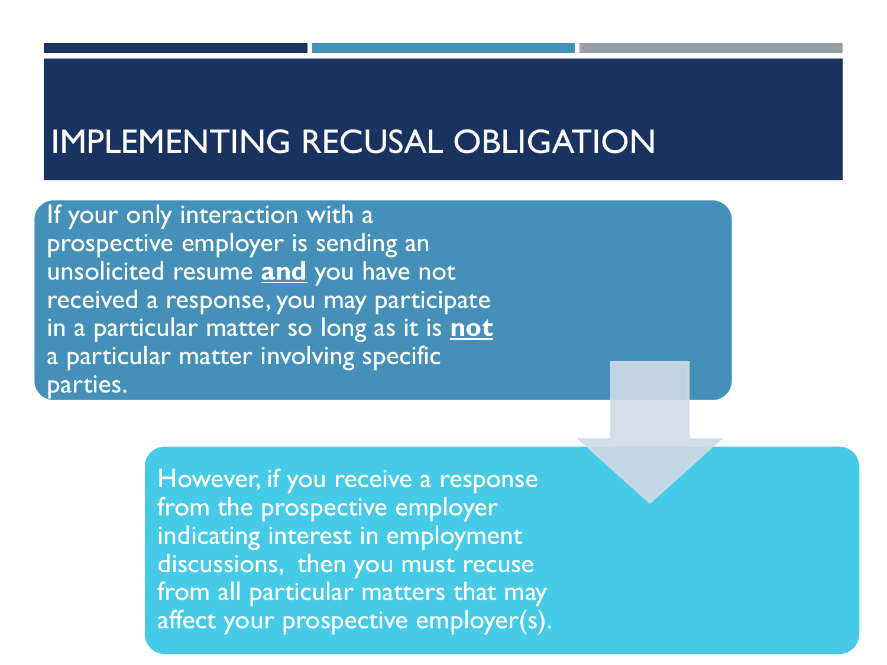# IMPLEMENTING RECUSAL OBLIGATION

If your only interaction with a prospective employer is sending an unsolicited resume **and** you have not received a response, you may participate in a particular matter so long as it is **not** a particular matter involving specific parties.

However, if you receive a response from the prospective employer indicating interest in employment discussions, then you must recuse from all particular matters that may affect your prospective employer(s).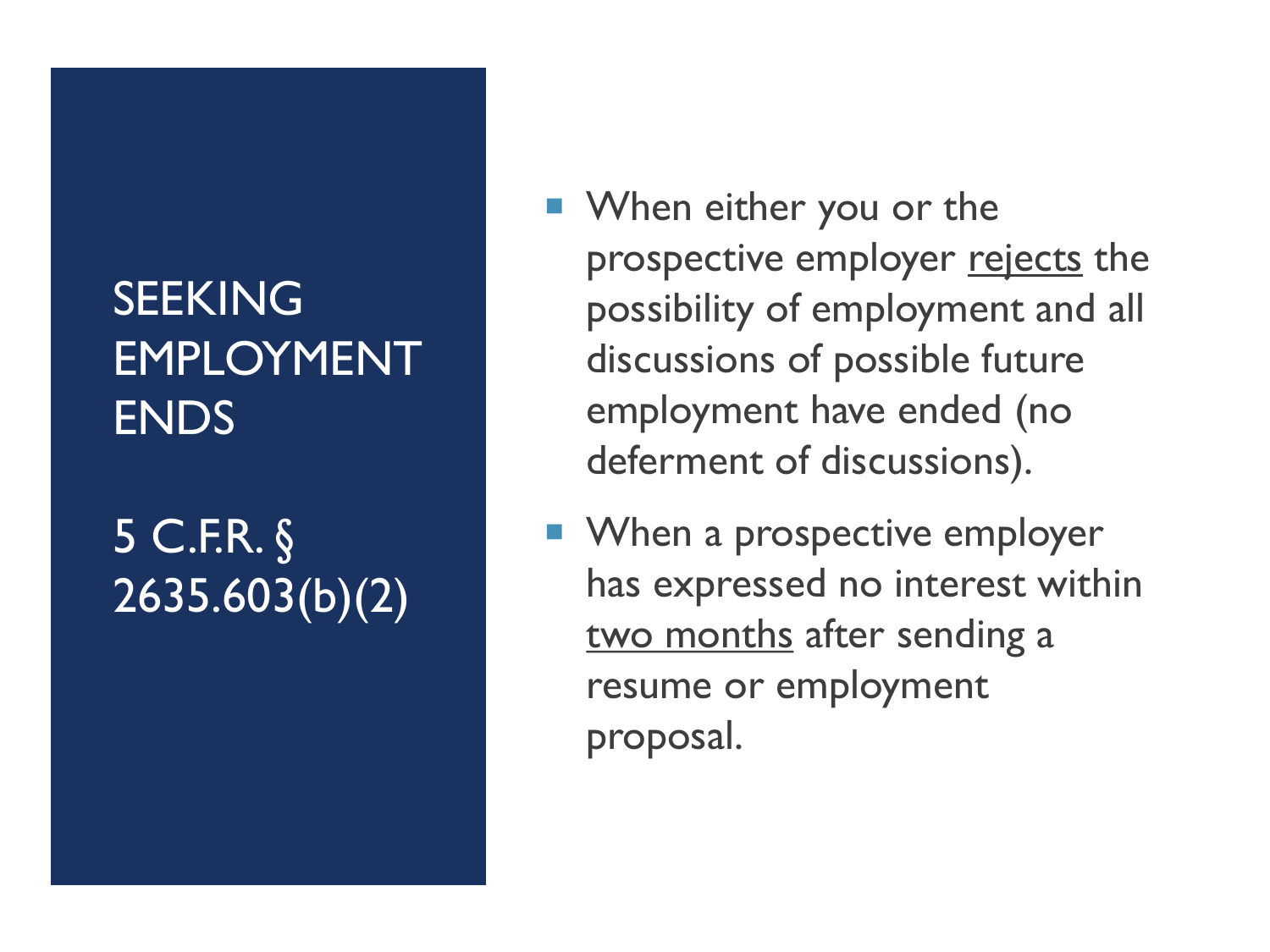# SEEKING EMPLOYMENT ENDS

## 5 C.F.R. § 2635.603(b)(2)

- When either you or the prospective employer rejects the possibility of employment and all discussions of possible future employment have ended (no deferment of discussions).
- When a prospective employer has expressed no interest within two months after sending a resume or employment proposal.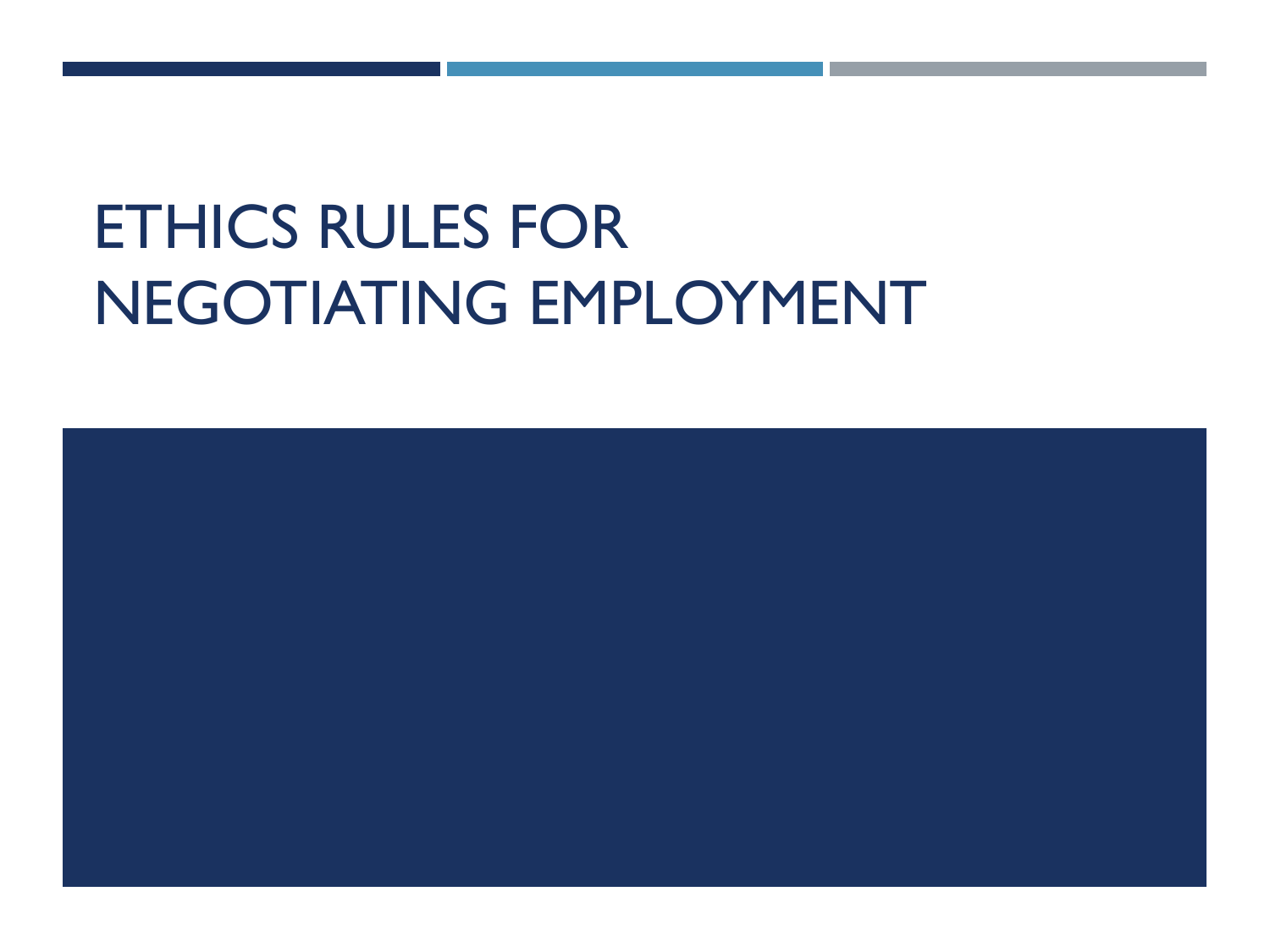# ETHICS RULES FOR NEGOTIATING EMPLOYMENT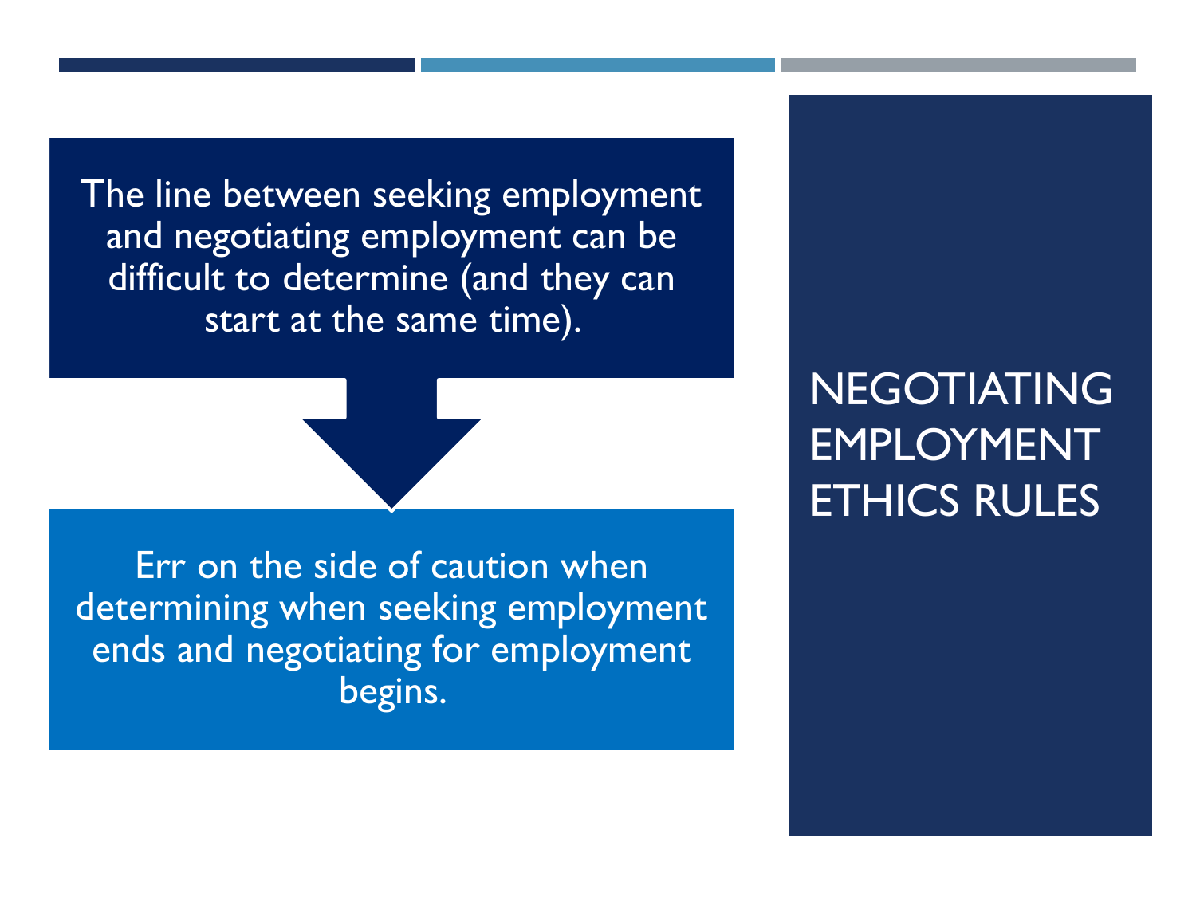# NEGOTIATING EMPLOYMENT ETHICS RULES

The line between seeking employment and negotiating employment can be difficult to determine (and they can start at the same time).

Err on the side of caution when determining when seeking employment ends and negotiating for employment begins.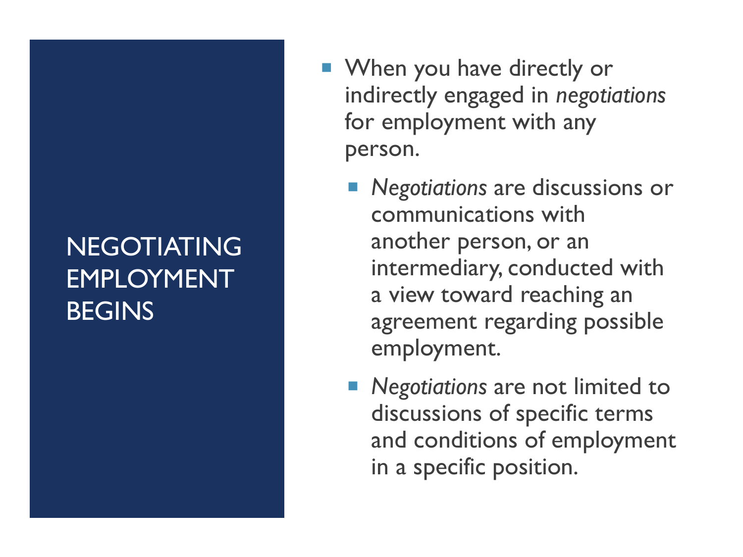## NEGOTIATING EMPLOYMENT BEGINS

- When you have directly or indirectly engaged in *negotiations* for employment with any person.
  - *Negotiations* are discussions or communications with another person, or an intermediary, conducted with a view toward reaching an agreement regarding possible employment.
  - *Negotiations* are not limited to discussions of specific terms and conditions of employment in a specific position.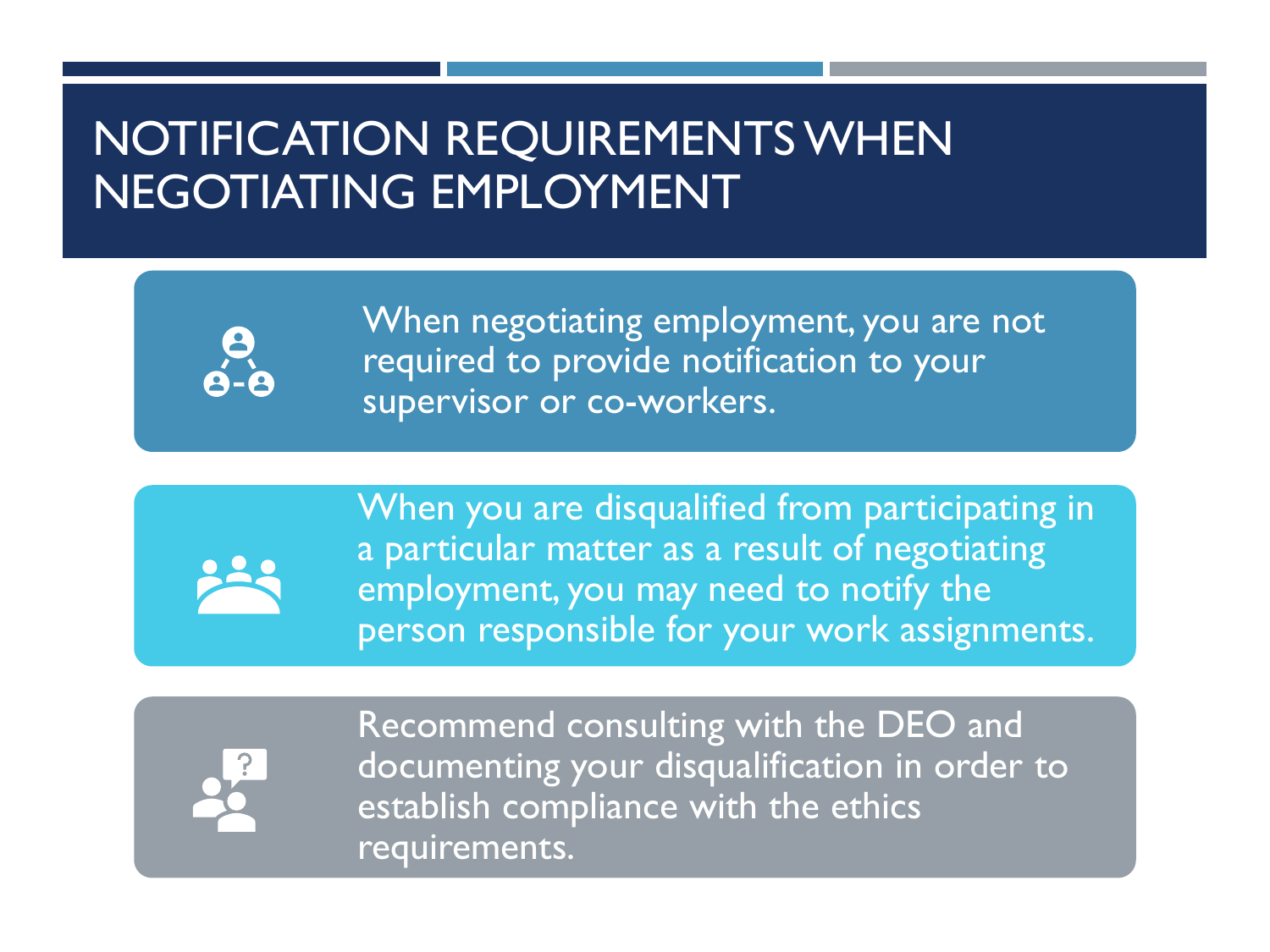# NOTIFICATION REQUIREMENTS WHEN NEGOTIATING EMPLOYMENT

- When negotiating employment, you are not required to provide notification to your supervisor or co-workers.

- When you are disqualified from participating in a particular matter as a result of negotiating employment, you may need to notify the person responsible for your work assignments.

- Recommend consulting with the DEO and documenting your disqualification in order to establish compliance with the ethics requirements.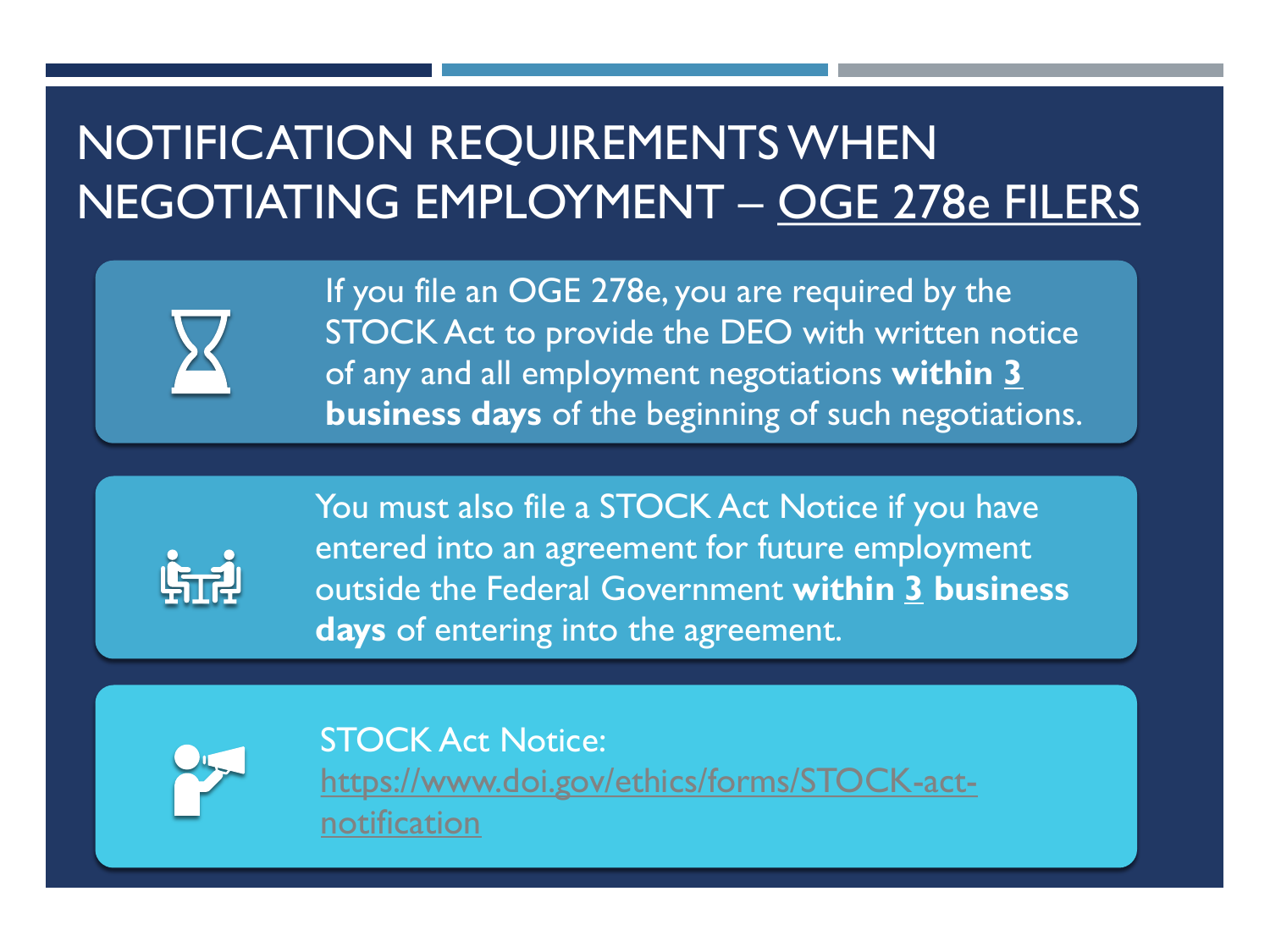# NOTIFICATION REQUIREMENTS WHEN NEGOTIATING EMPLOYMENT – OGE 278e FILERS

If you file an OGE 278e, you are required by the STOCK Act to provide the DEO with written notice of any and all employment negotiations **within 3 business days** of the beginning of such negotiations.

You must also file a STOCK Act Notice if you have entered into an agreement for future employment outside the Federal Government **within 3 business days** of entering into the agreement.

STOCK Act Notice: https://www.doi.gov/ethics/forms/STOCK-act-notification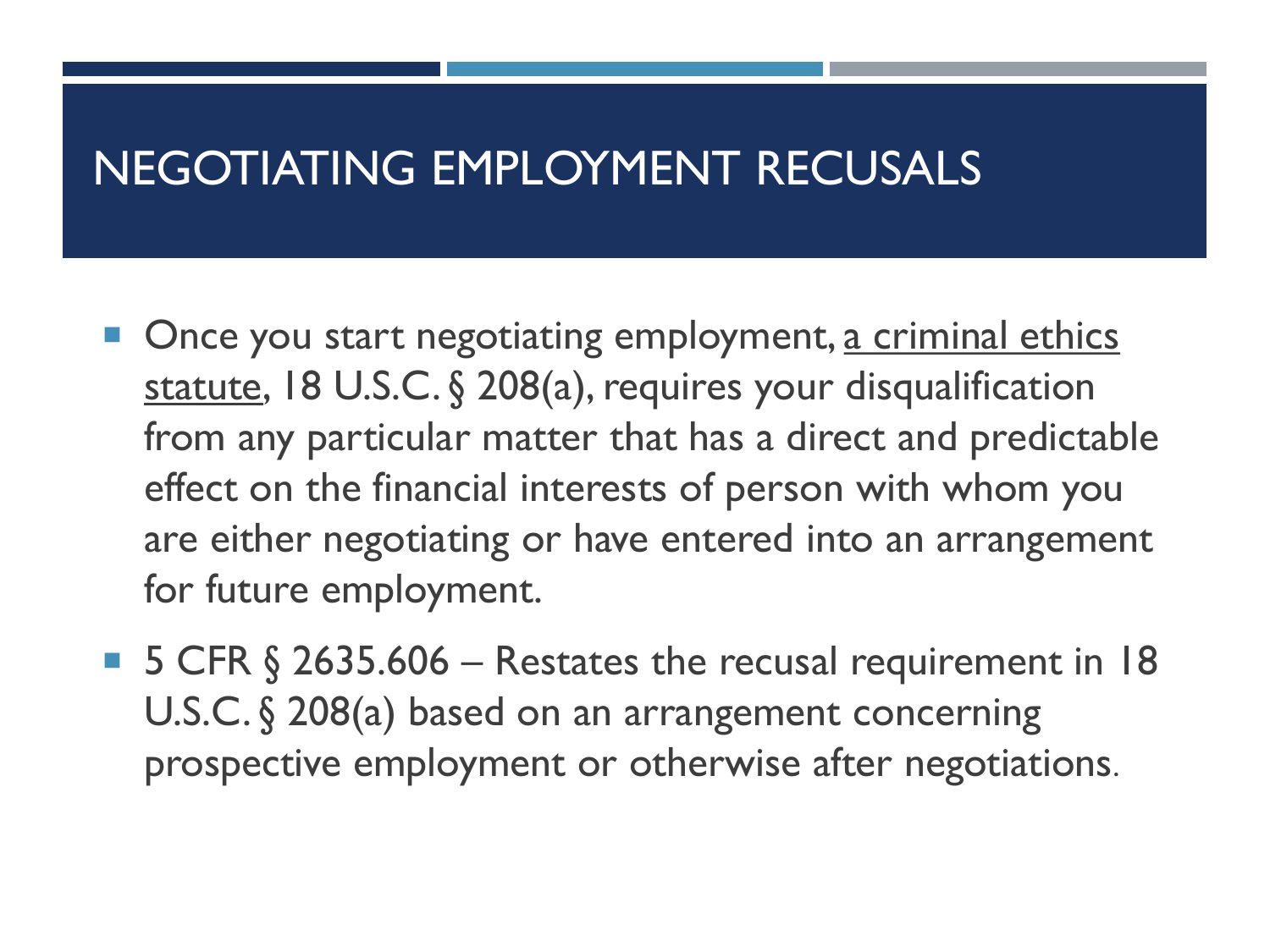# NEGOTIATING EMPLOYMENT RECUSALS

- Once you start negotiating employment, <u>a criminal ethics statute</u>, 18 U.S.C. § 208(a), requires your disqualification from any particular matter that has a direct and predictable effect on the financial interests of person with whom you are either negotiating or have entered into an arrangement for future employment.
- 5 CFR § 2635.606 – Restates the recusal requirement in 18 U.S.C. § 208(a) based on an arrangement concerning prospective employment or otherwise after negotiations.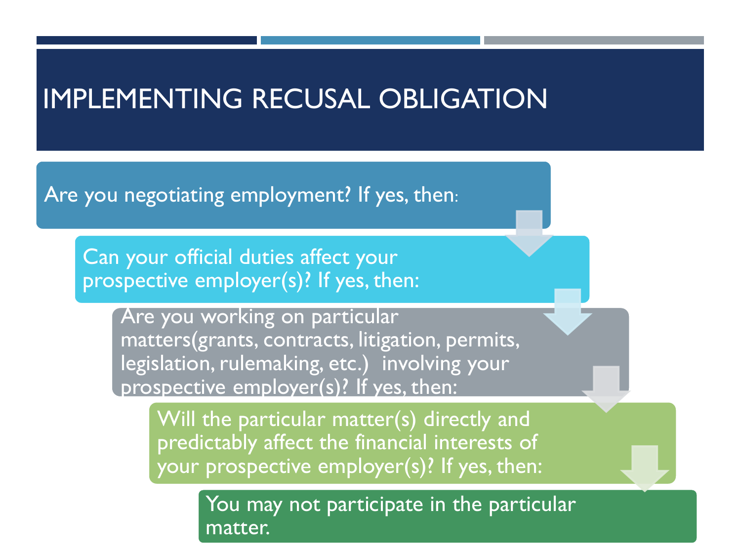# IMPLEMENTING RECUSAL OBLIGATION

- Are you negotiating employment? If yes, then:
  - Can your official duties affect your prospective employer(s)? If yes, then:
    - Are you working on particular matters(grants, contracts, litigation, permits, legislation, rulemaking, etc.)  involving your prospective employer(s)? If yes, then:
      - Will the particular matter(s) directly and predictably affect the financial interests of your prospective employer(s)? If yes, then:
        - You may not participate in the particular matter.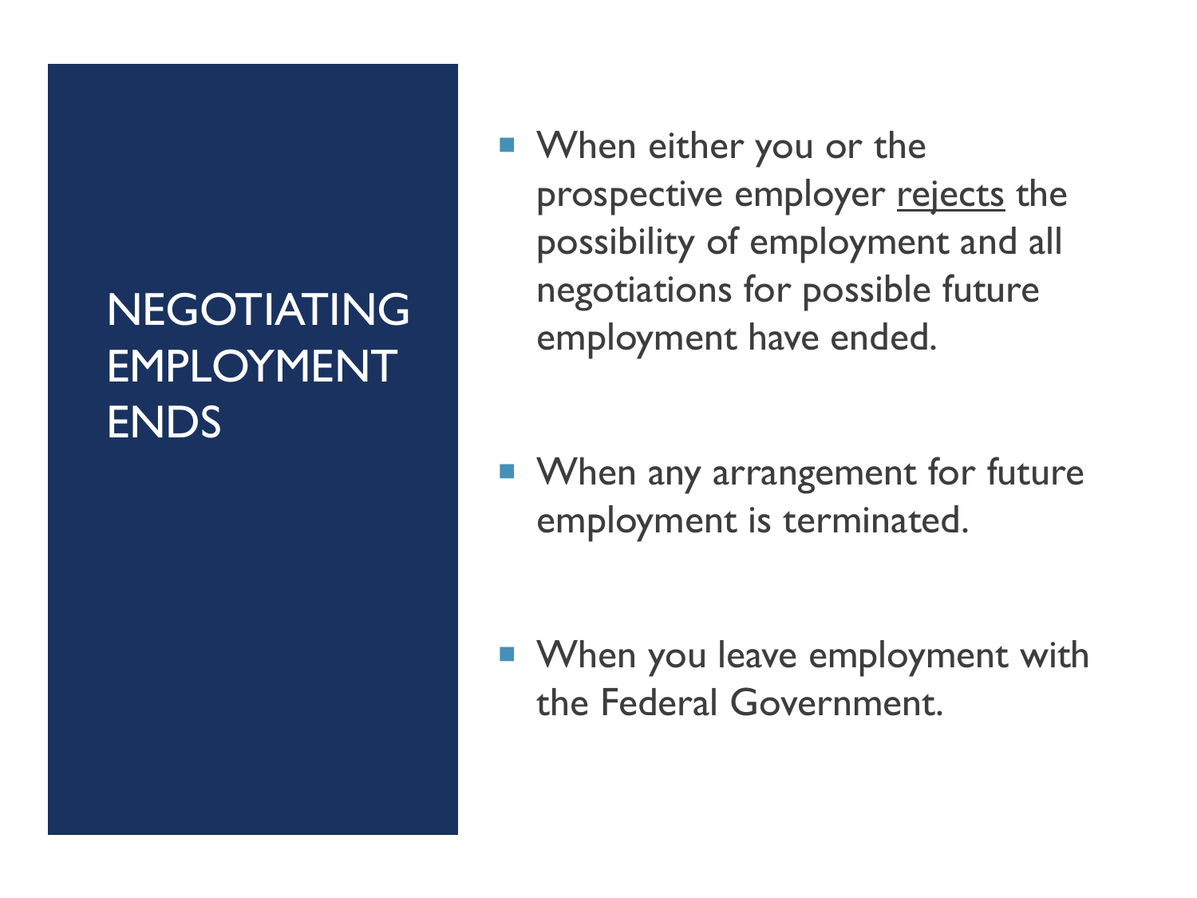# NEGOTIATING EMPLOYMENT ENDS

- When either you or the prospective employer <u>rejects</u> the possibility of employment and all negotiations for possible future employment have ended.
- When any arrangement for future employment is terminated.
- When you leave employment with the Federal Government.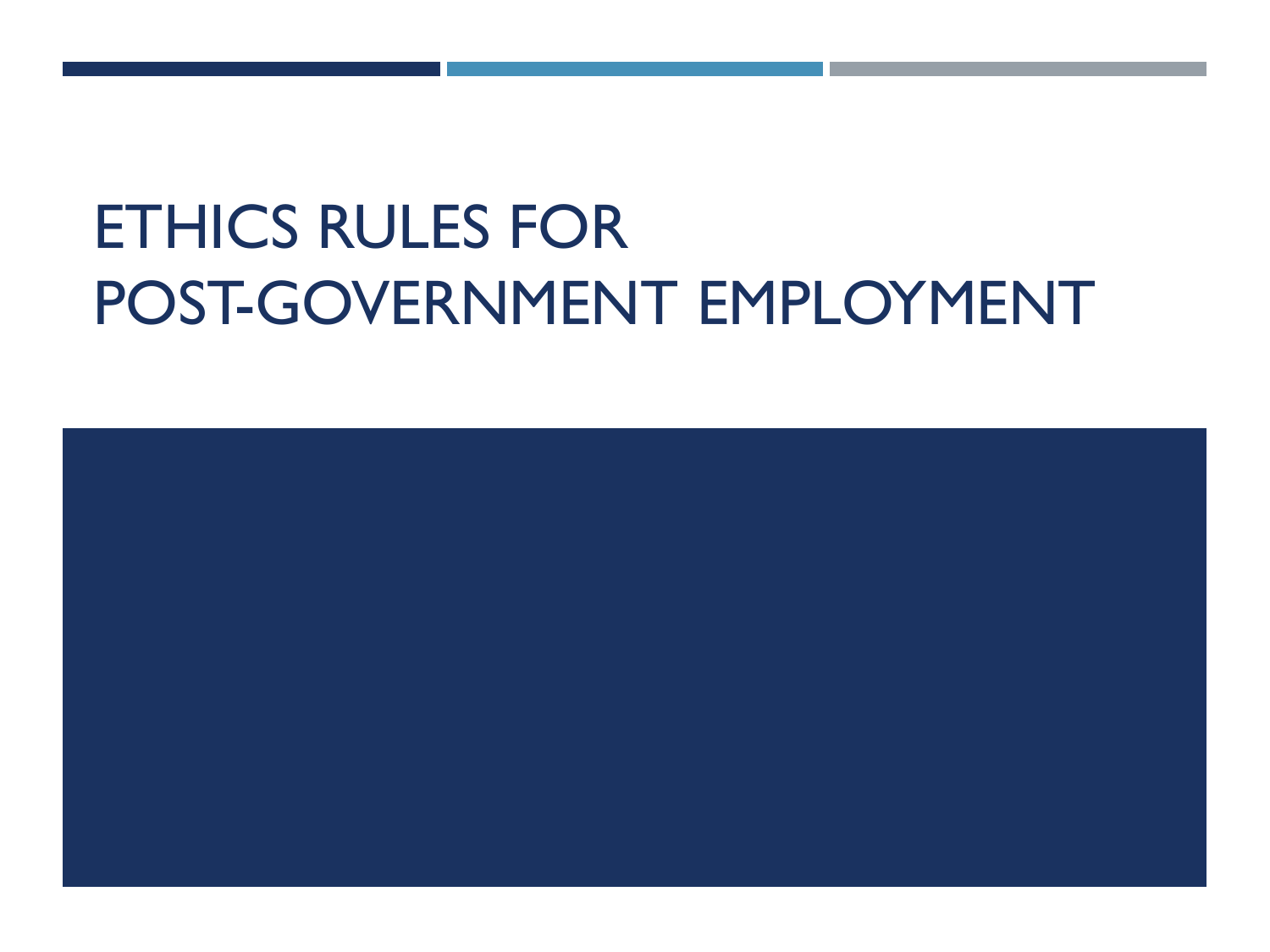# ETHICS RULES FOR POST-GOVERNMENT EMPLOYMENT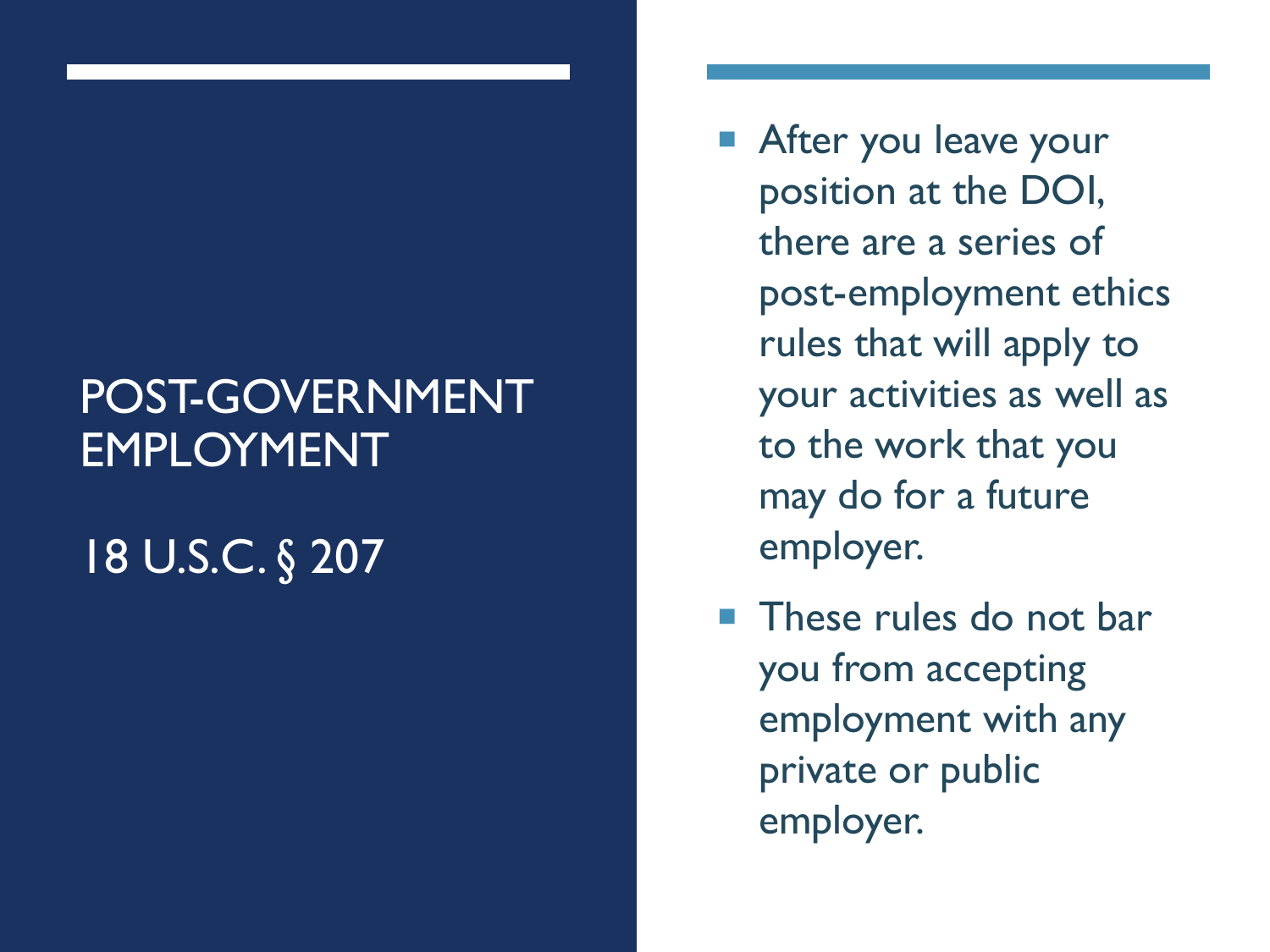# POST-GOVERNMENT EMPLOYMENT

## 18 U.S.C. § 207

- After you leave your position at the DOI, there are a series of post-employment ethics rules that will apply to your activities as well as to the work that you may do for a future employer.
- These rules do not bar you from accepting employment with any private or public employer.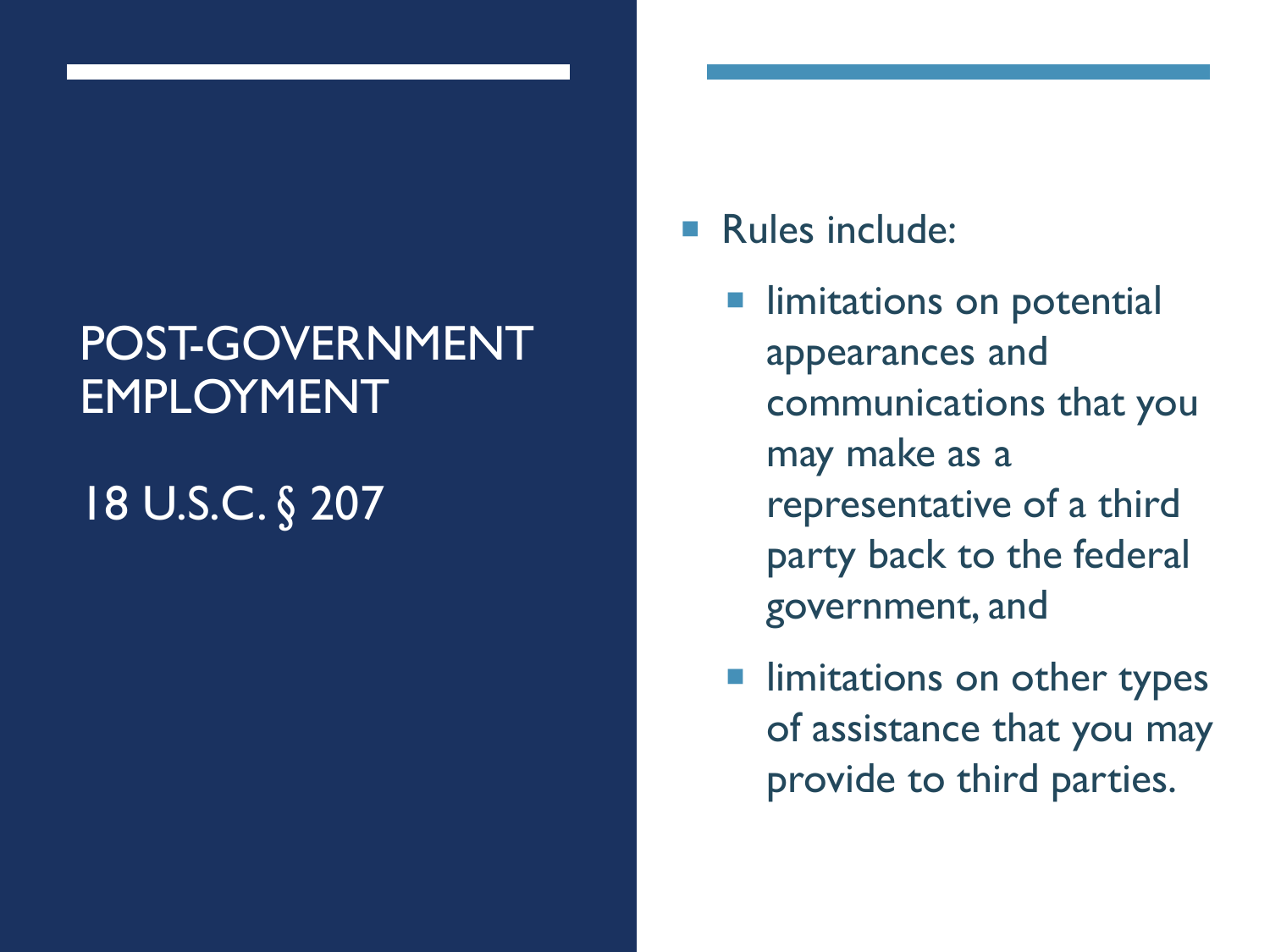# POST-GOVERNMENT EMPLOYMENT

## 18 U.S.C. § 207

- Rules include:
  - limitations on potential appearances and communications that you may make as a representative of a third party back to the federal government, and
  - limitations on other types of assistance that you may provide to third parties.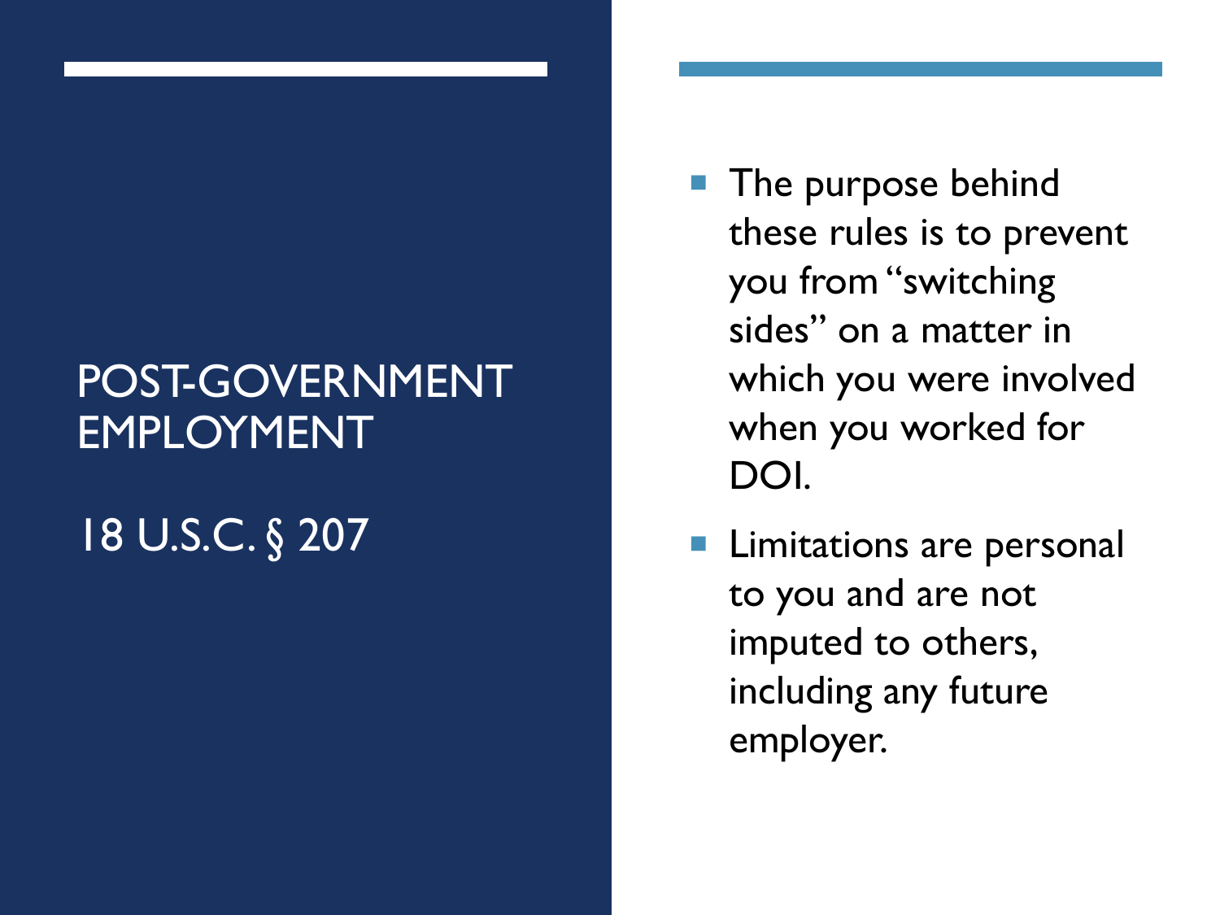# POST-GOVERNMENT EMPLOYMENT

## 18 U.S.C. § 207

- The purpose behind these rules is to prevent you from "switching sides" on a matter in which you were involved when you worked for DOI.
- Limitations are personal to you and are not imputed to others, including any future employer.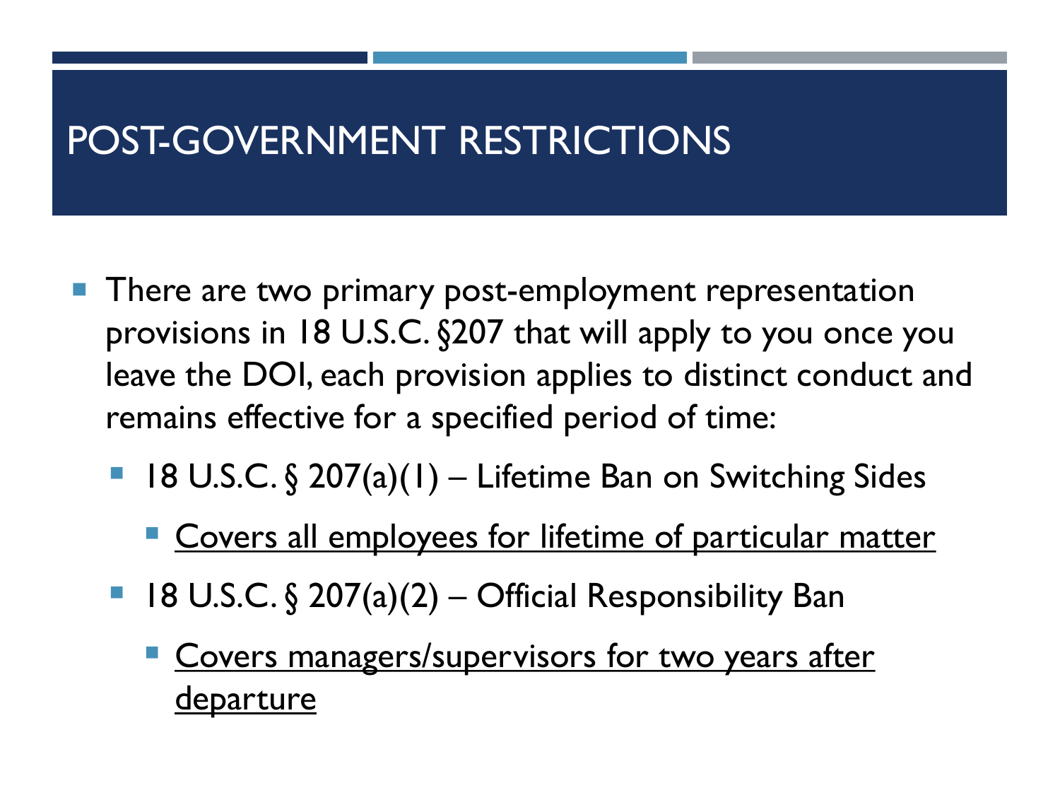# POST-GOVERNMENT RESTRICTIONS

- There are two primary post-employment representation provisions in 18 U.S.C. §207 that will apply to you once you leave the DOI, each provision applies to distinct conduct and remains effective for a specified period of time:
  - 18 U.S.C. § 207(a)(1) – Lifetime Ban on Switching Sides
    - <u>Covers all employees for lifetime of particular matter</u>
  - 18 U.S.C. § 207(a)(2) – Official Responsibility Ban
    - <u>Covers managers/supervisors for two years after departure</u>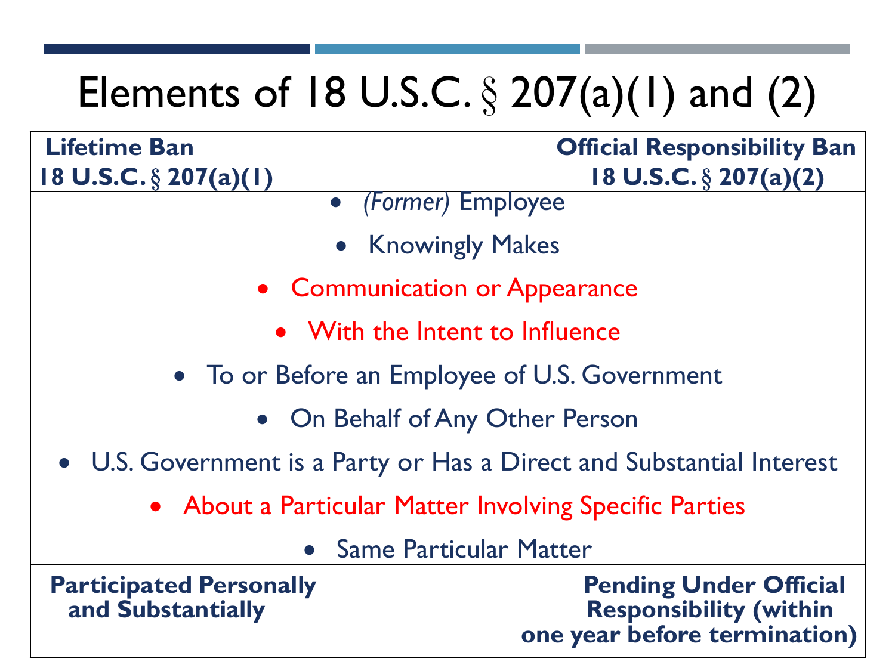# Elements of 18 U.S.C. § 207(a)(1) and (2)

| **Lifetime Ban**<br>**18 U.S.C. § 207(a)(1)** | **Official Responsibility Ban**<br>**18 U.S.C. § 207(a)(2)** |
|---|---|

- *(Former)* Employee
- Knowingly Makes
- Communication or Appearance
- With the Intent to Influence
- To or Before an Employee of U.S. Government
- On Behalf of Any Other Person
- U.S. Government is a Party or Has a Direct and Substantial Interest
- About a Particular Matter Involving Specific Parties
- Same Particular Matter

| **Participated Personally and Substantially** | **Pending Under Official Responsibility (within one year before termination)** |
|---|---|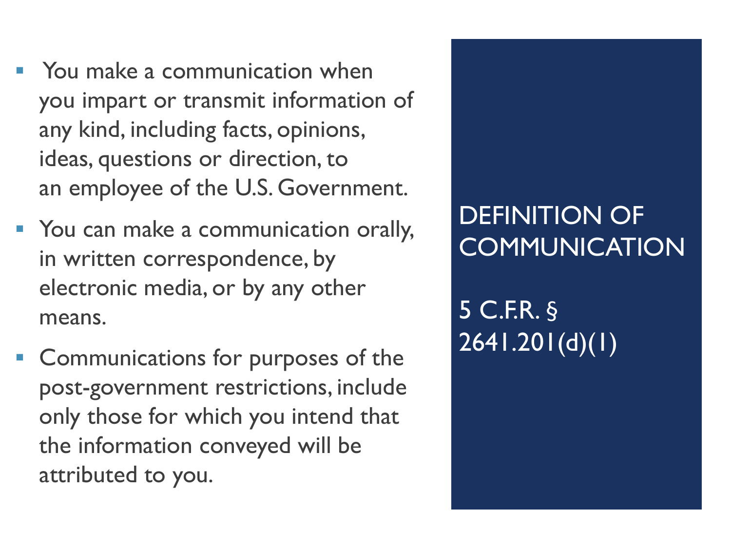## DEFINITION OF COMMUNICATION

5 C.F.R. § 2641.201(d)(1)

- You make a communication when you impart or transmit information of any kind, including facts, opinions, ideas, questions or direction, to an employee of the U.S. Government.
- You can make a communication orally, in written correspondence, by electronic media, or by any other means.
- Communications for purposes of the post-government restrictions, include only those for which you intend that the information conveyed will be attributed to you.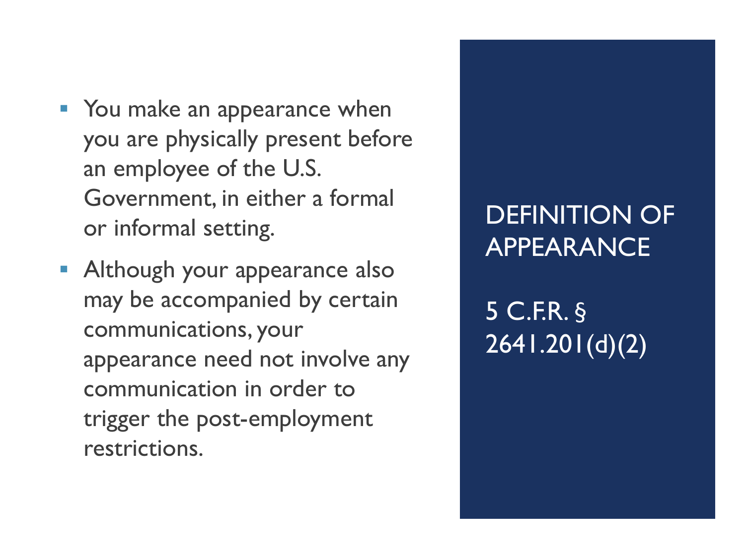## DEFINITION OF APPEARANCE

5 C.F.R. § 2641.201(d)(2)

- You make an appearance when you are physically present before an employee of the U.S. Government, in either a formal or informal setting.
- Although your appearance also may be accompanied by certain communications, your appearance need not involve any communication in order to trigger the post-employment restrictions.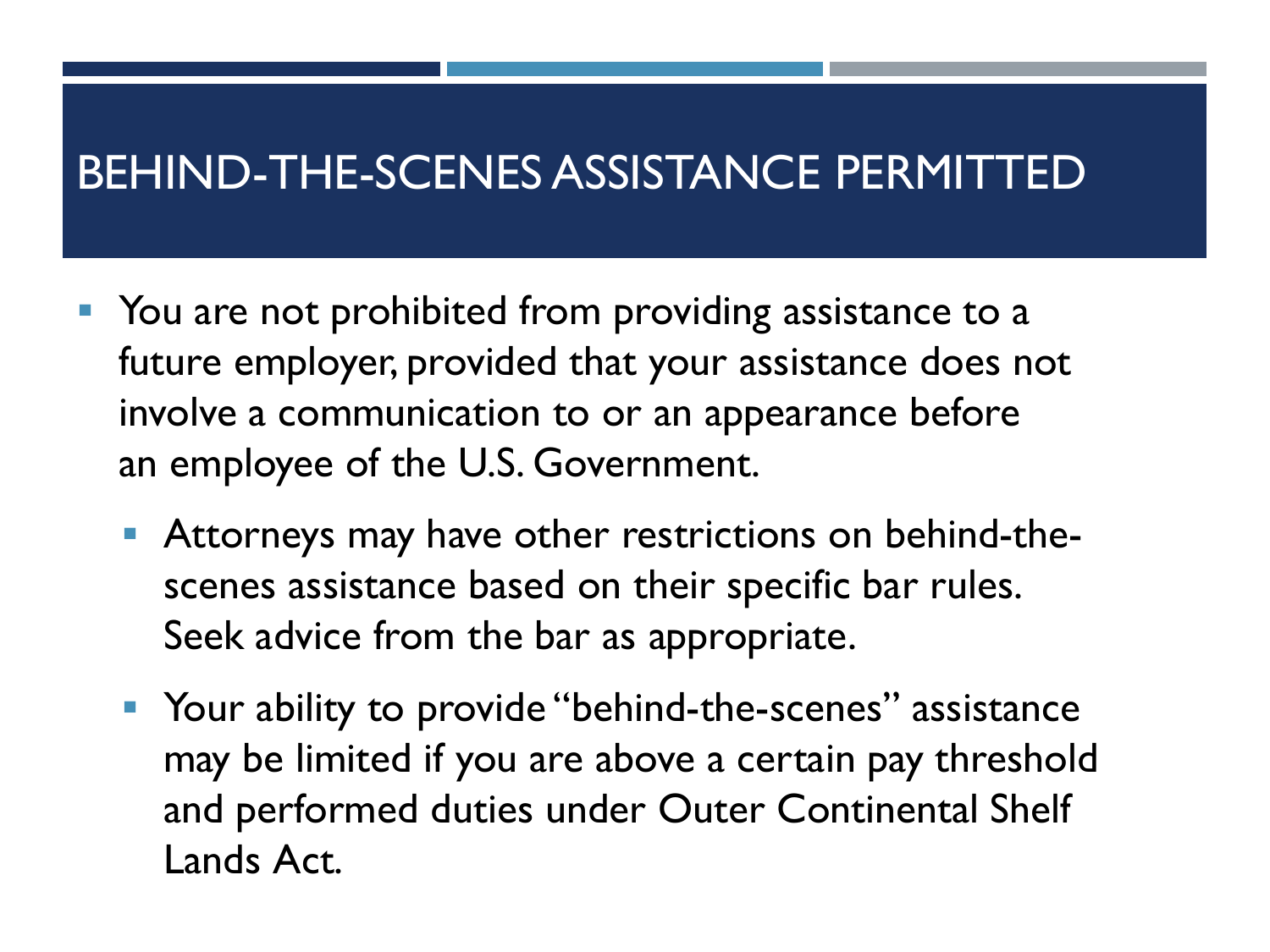# BEHIND-THE-SCENES ASSISTANCE PERMITTED

- You are not prohibited from providing assistance to a future employer, provided that your assistance does not involve a communication to or an appearance before an employee of the U.S. Government.
  - Attorneys may have other restrictions on behind-the-scenes assistance based on their specific bar rules. Seek advice from the bar as appropriate.
  - Your ability to provide "behind-the-scenes" assistance may be limited if you are above a certain pay threshold and performed duties under Outer Continental Shelf Lands Act.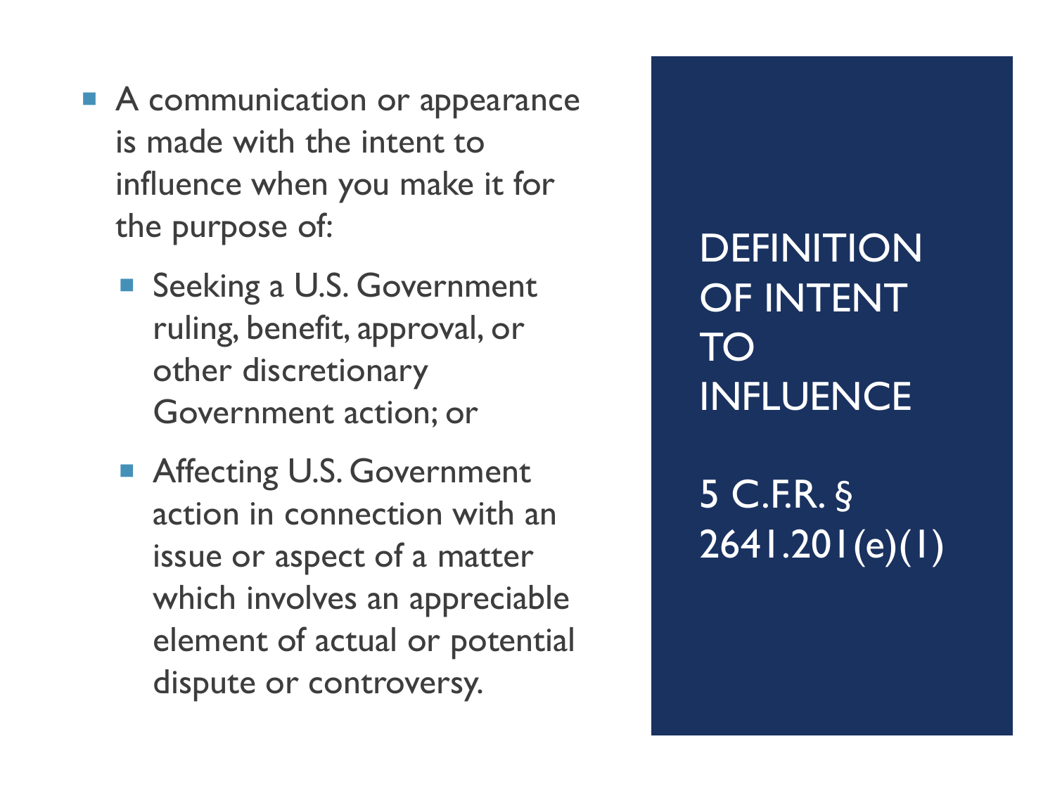## DEFINITION OF INTENT TO INFLUENCE

## 5 C.F.R. § 2641.201(e)(1)

- A communication or appearance is made with the intent to influence when you make it for the purpose of:
  - Seeking a U.S. Government ruling, benefit, approval, or other discretionary Government action; or
  - Affecting U.S. Government action in connection with an issue or aspect of a matter which involves an appreciable element of actual or potential dispute or controversy.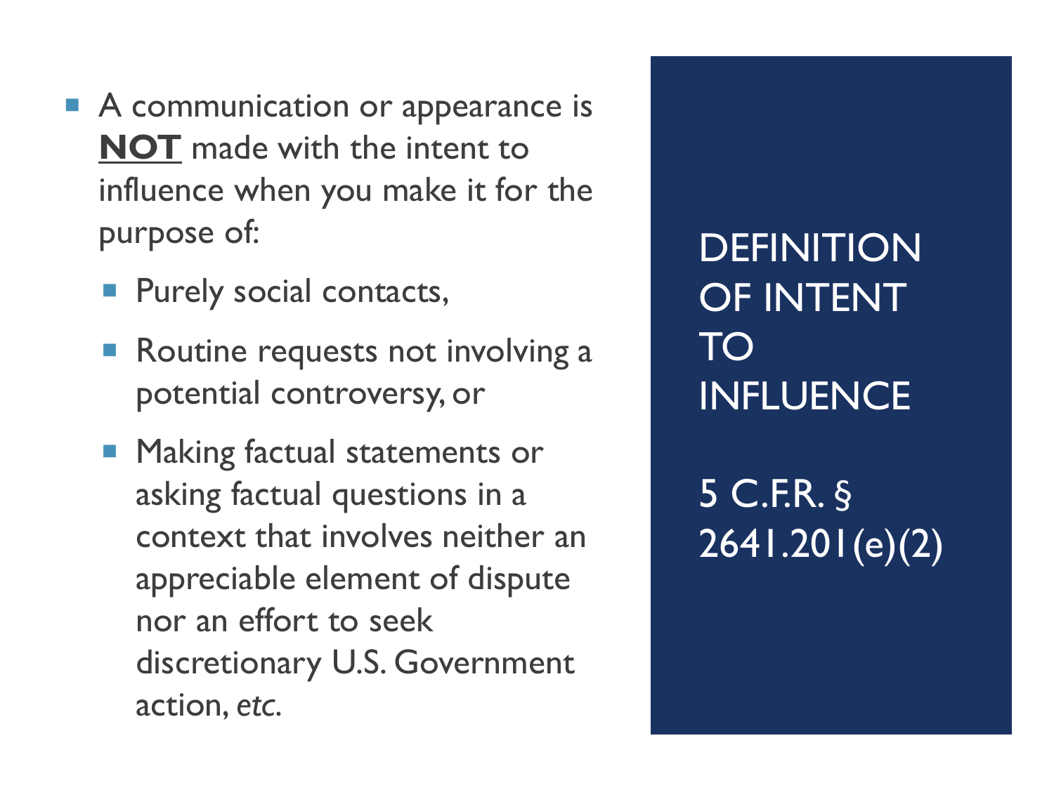## DEFINITION OF INTENT TO INFLUENCE

## 5 C.F.R. § 2641.201(e)(2)

- A communication or appearance is **NOT** made with the intent to influence when you make it for the purpose of:
  - Purely social contacts,
  - Routine requests not involving a potential controversy, or
  - Making factual statements or asking factual questions in a context that involves neither an appreciable element of dispute nor an effort to seek discretionary U.S. Government action, *etc.*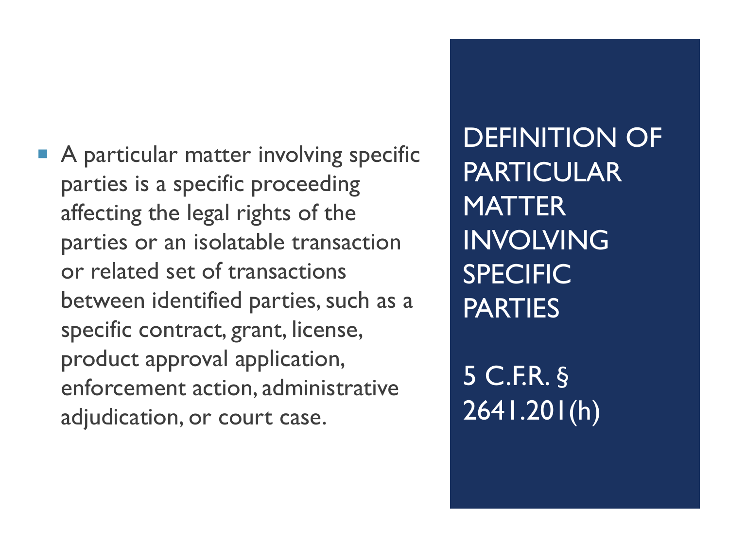# DEFINITION OF PARTICULAR MATTER INVOLVING SPECIFIC PARTIES

5 C.F.R. § 2641.201(h)

- A particular matter involving specific parties is a specific proceeding affecting the legal rights of the parties or an isolatable transaction or related set of transactions between identified parties, such as a specific contract, grant, license, product approval application, enforcement action, administrative adjudication, or court case.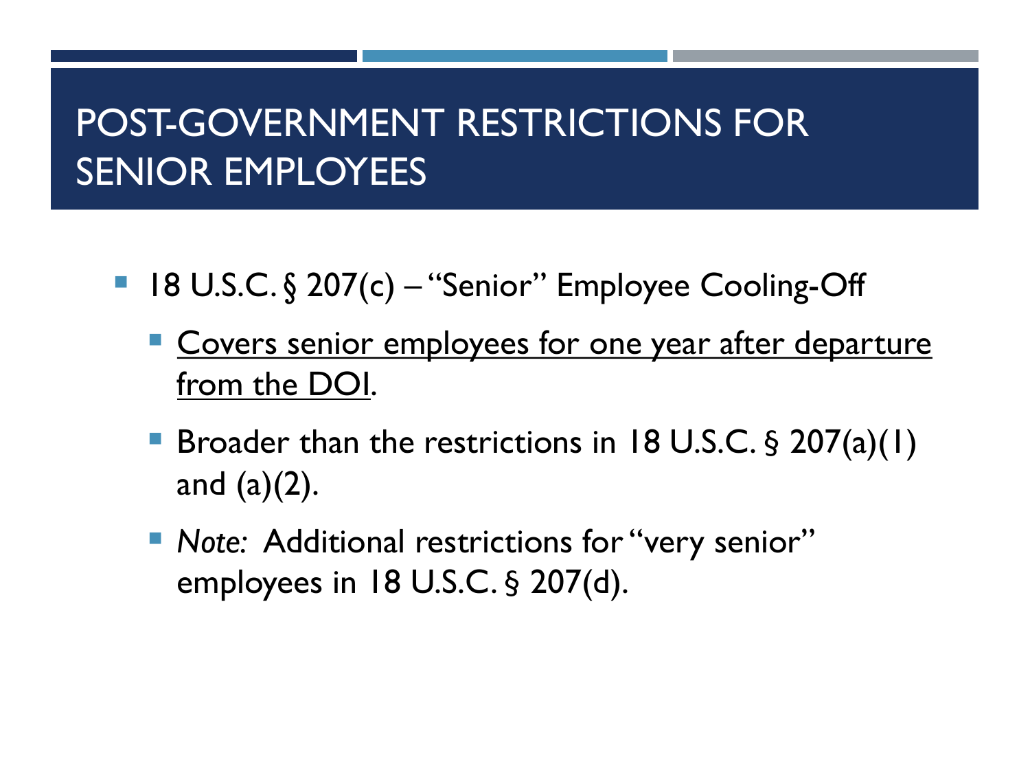# POST-GOVERNMENT RESTRICTIONS FOR SENIOR EMPLOYEES

- 18 U.S.C. § 207(c) – "Senior" Employee Cooling-Off
  - <u>Covers senior employees for one year after departure from the DOI</u>.
  - Broader than the restrictions in 18 U.S.C. § 207(a)(1) and (a)(2).
  - *Note:* Additional restrictions for "very senior" employees in 18 U.S.C. § 207(d).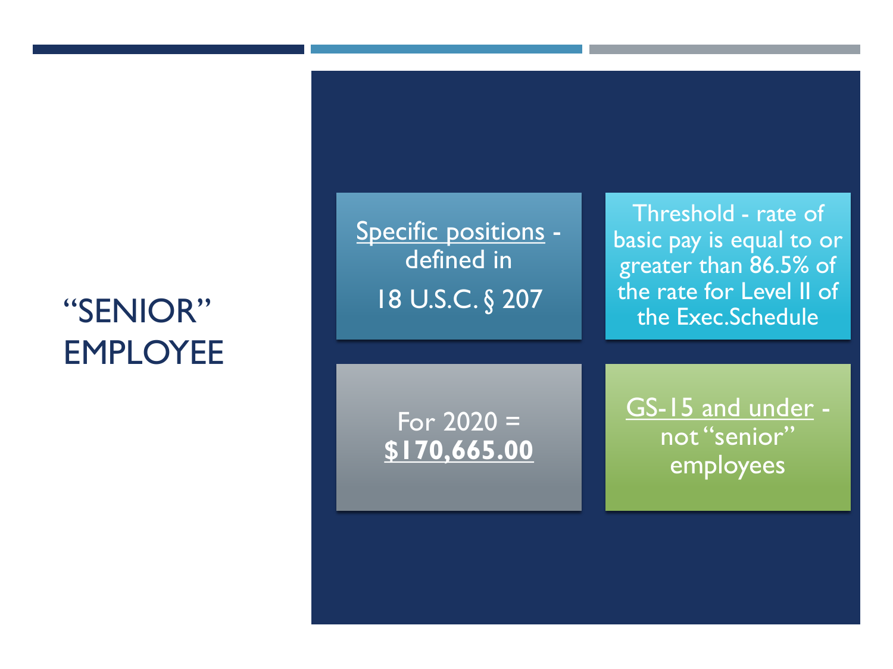# "SENIOR" EMPLOYEE

- Specific positions - defined in 18 U.S.C. § 207
- Threshold - rate of basic pay is equal to or greater than 86.5% of the rate for Level II of the Exec.Schedule
- For 2020 = **$170,665.00**
- GS-15 and under - not "senior" employees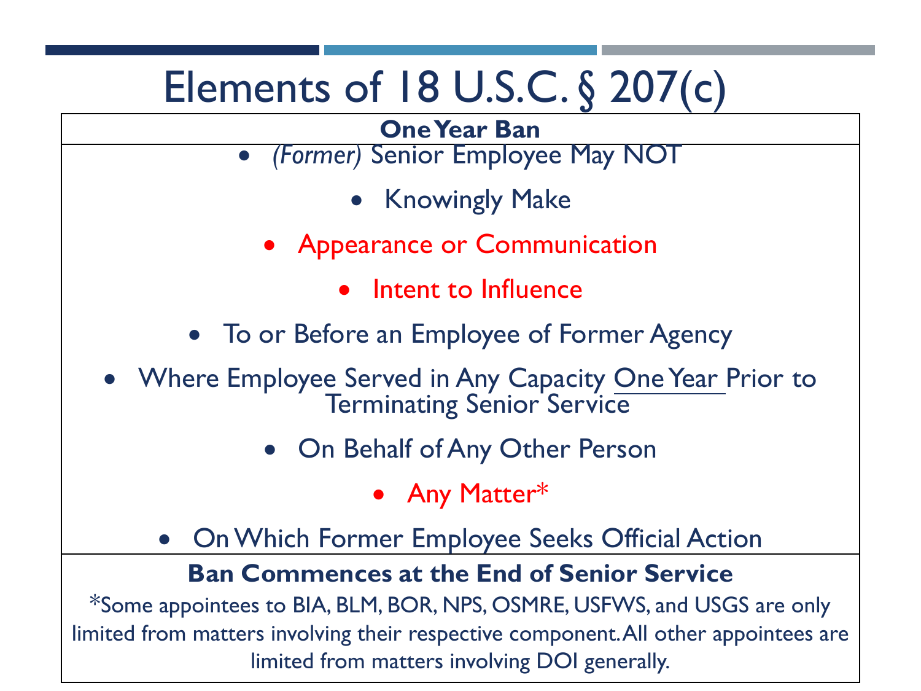# Elements of 18 U.S.C. § 207(c)

**One Year Ban**

- *(Former)* Senior Employee May NOT
- Knowingly Make
- Appearance or Communication
- Intent to Influence
- To or Before an Employee of Former Agency
- Where Employee Served in Any Capacity <u>One Year</u> Prior to Terminating Senior Service
- On Behalf of Any Other Person
- Any Matter*
- On Which Former Employee Seeks Official Action

**Ban Commences at the End of Senior Service**

*Some appointees to BIA, BLM, BOR, NPS, OSMRE, USFWS, and USGS are only limited from matters involving their respective component. All other appointees are limited from matters involving DOI generally.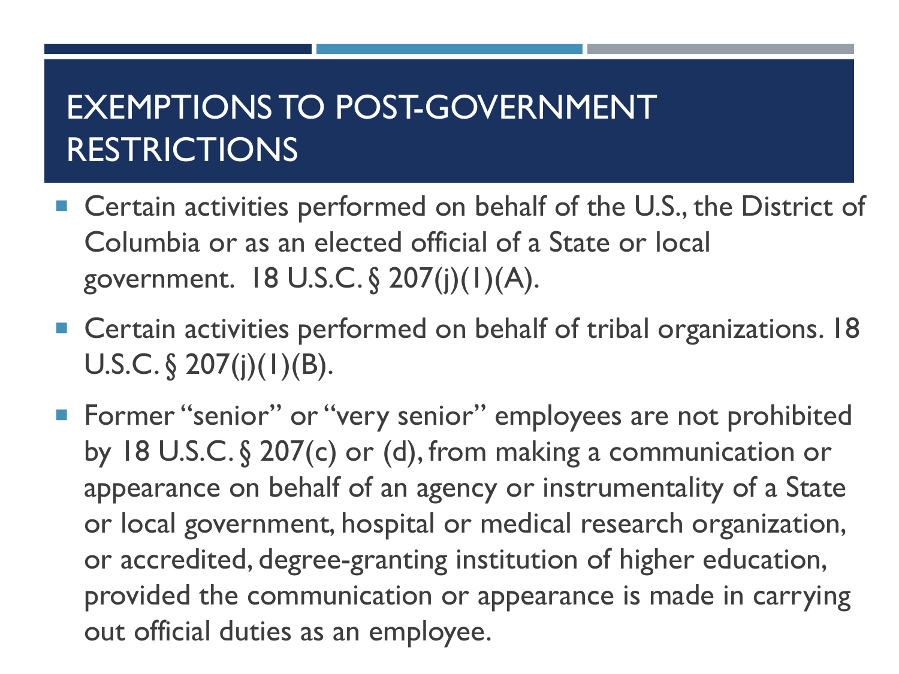# EXEMPTIONS TO POST-GOVERNMENT RESTRICTIONS

- Certain activities performed on behalf of the U.S., the District of Columbia or as an elected official of a State or local government. 18 U.S.C. § 207(j)(1)(A).
- Certain activities performed on behalf of tribal organizations. 18 U.S.C. § 207(j)(1)(B).
- Former "senior" or "very senior" employees are not prohibited by 18 U.S.C. § 207(c) or (d), from making a communication or appearance on behalf of an agency or instrumentality of a State or local government, hospital or medical research organization, or accredited, degree-granting institution of higher education, provided the communication or appearance is made in carrying out official duties as an employee.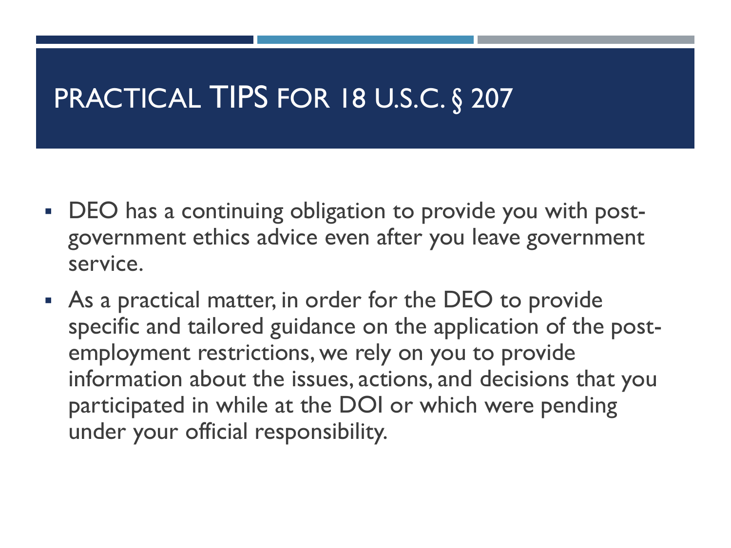# PRACTICAL TIPS FOR 18 U.S.C. § 207

- DEO has a continuing obligation to provide you with post-government ethics advice even after you leave government service.
- As a practical matter, in order for the DEO to provide specific and tailored guidance on the application of the post-employment restrictions, we rely on you to provide information about the issues, actions, and decisions that you participated in while at the DOI or which were pending under your official responsibility.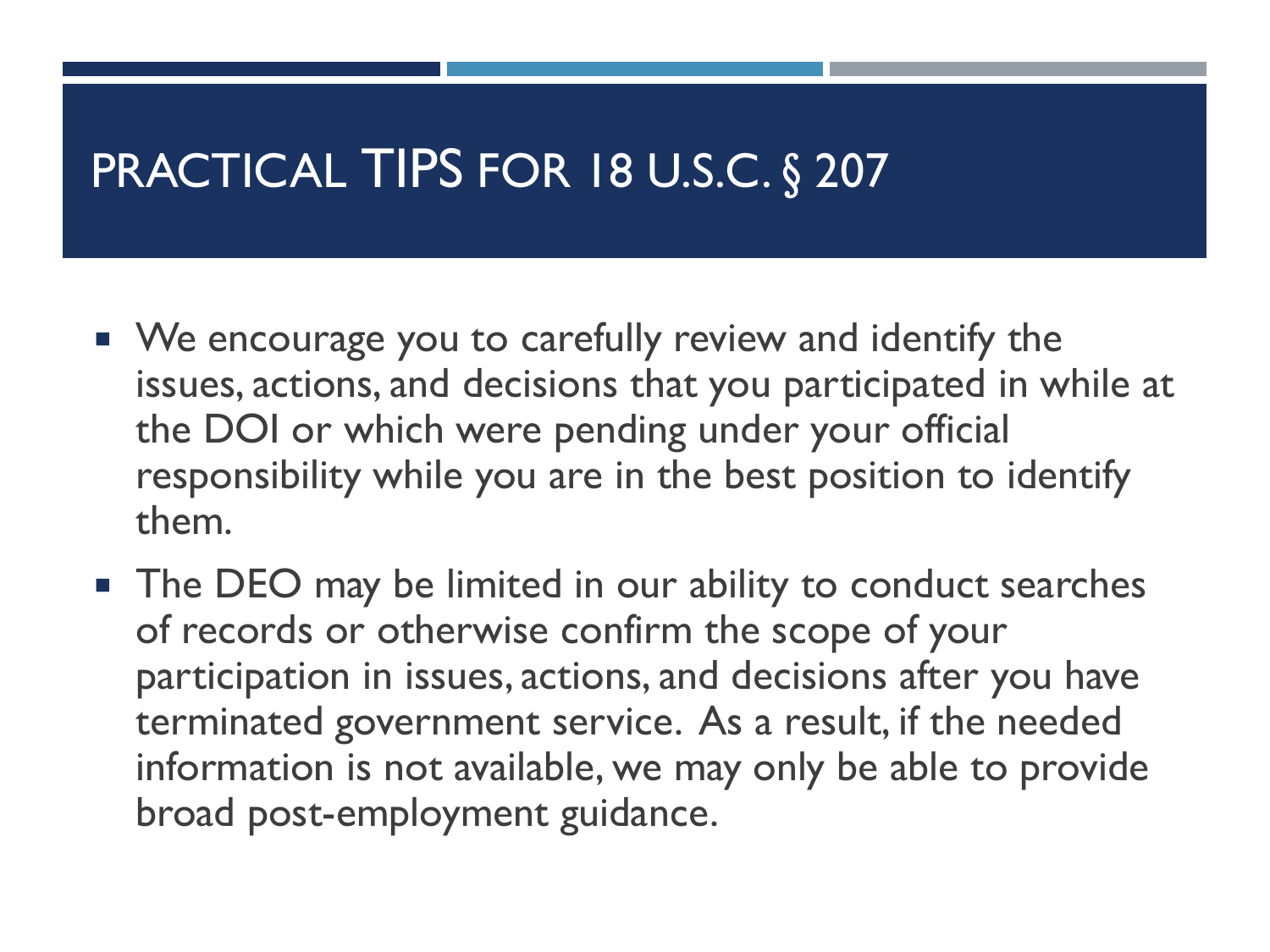# PRACTICAL TIPS FOR 18 U.S.C. § 207

- We encourage you to carefully review and identify the issues, actions, and decisions that you participated in while at the DOI or which were pending under your official responsibility while you are in the best position to identify them.
- The DEO may be limited in our ability to conduct searches of records or otherwise confirm the scope of your participation in issues, actions, and decisions after you have terminated government service. As a result, if the needed information is not available, we may only be able to provide broad post-employment guidance.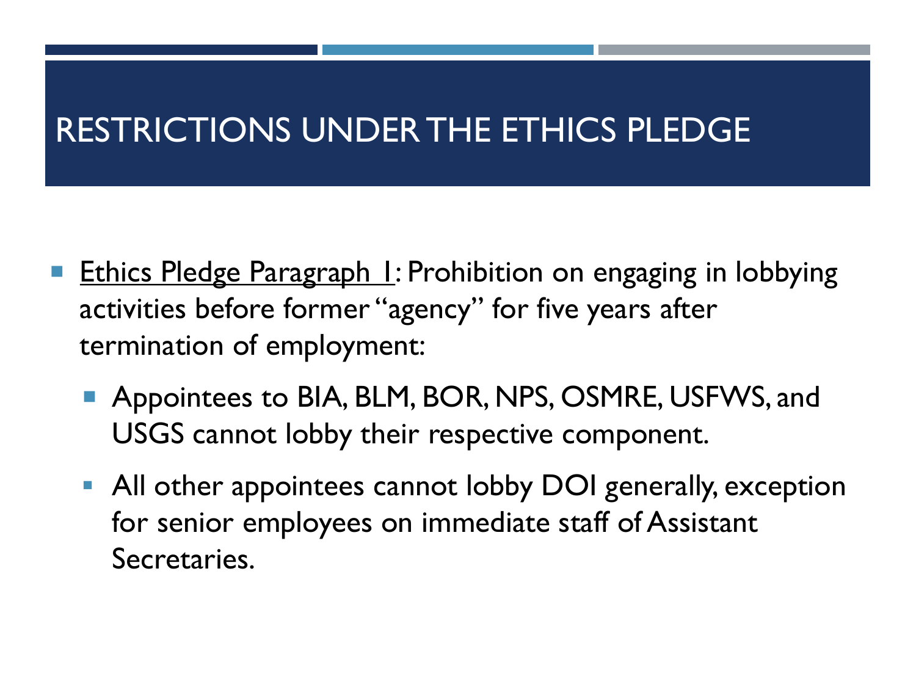# RESTRICTIONS UNDER THE ETHICS PLEDGE

- Ethics Pledge Paragraph 1: Prohibition on engaging in lobbying activities before former "agency" for five years after termination of employment:
  - Appointees to BIA, BLM, BOR, NPS, OSMRE, USFWS, and USGS cannot lobby their respective component.
  - All other appointees cannot lobby DOI generally, exception for senior employees on immediate staff of Assistant Secretaries.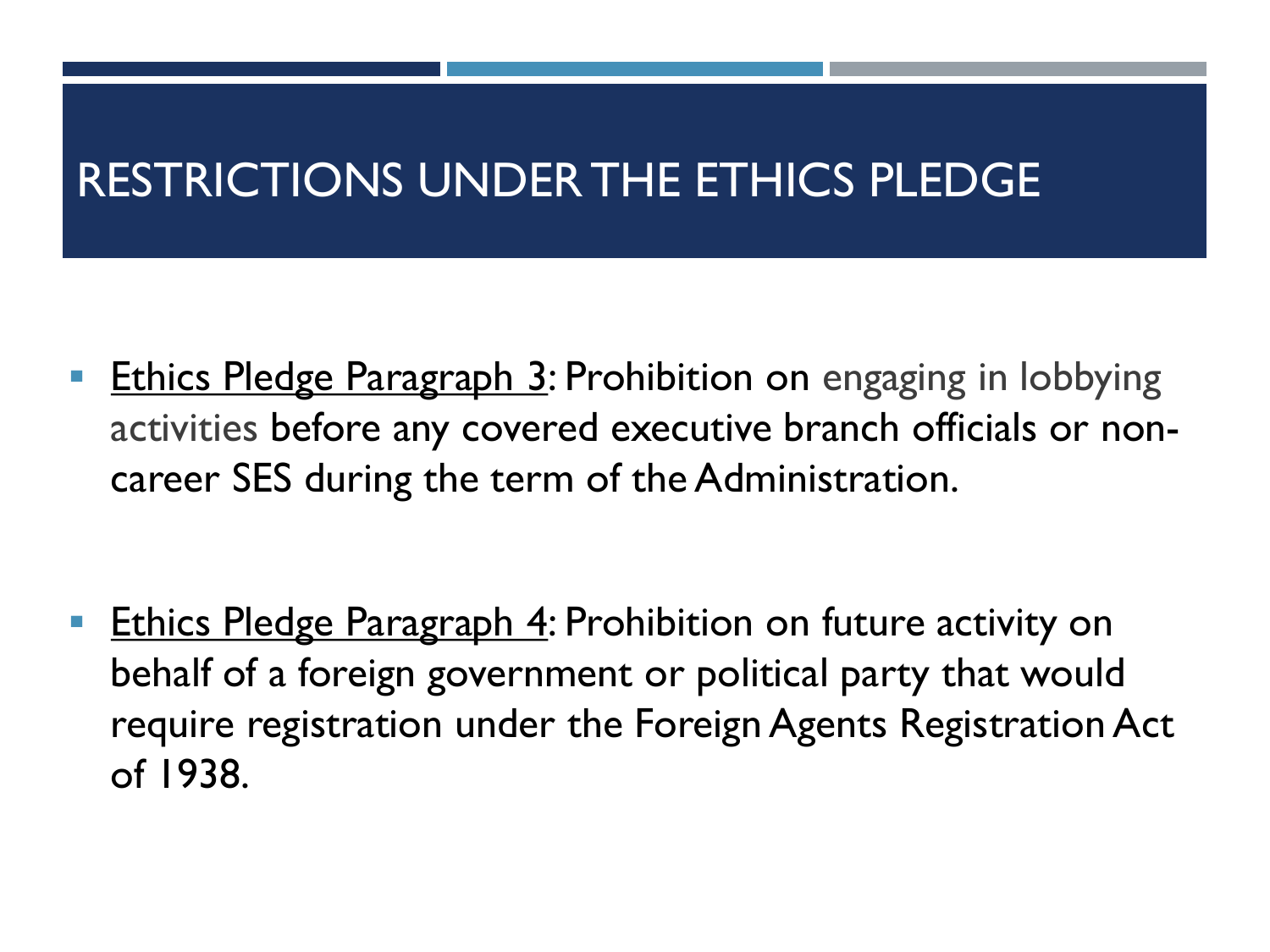# RESTRICTIONS UNDER THE ETHICS PLEDGE

- Ethics Pledge Paragraph 3: Prohibition on engaging in lobbying activities before any covered executive branch officials or non-career SES during the term of the Administration.

- Ethics Pledge Paragraph 4: Prohibition on future activity on behalf of a foreign government or political party that would require registration under the Foreign Agents Registration Act of 1938.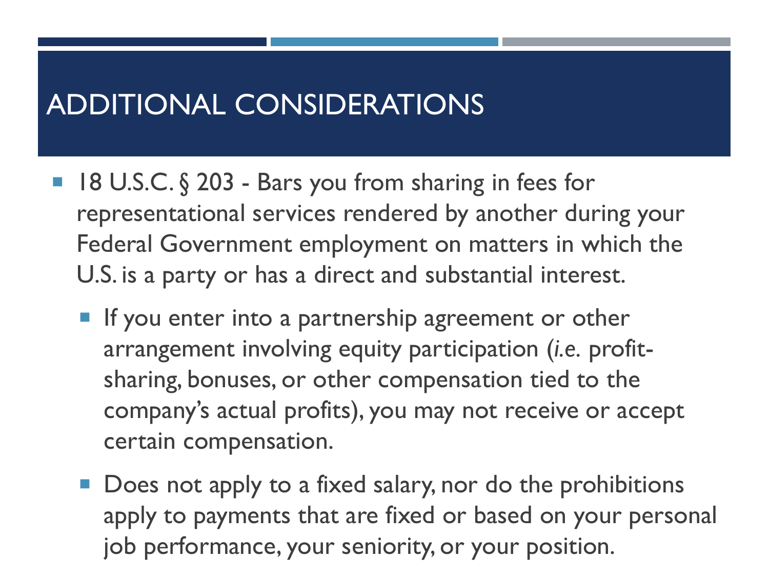# ADDITIONAL CONSIDERATIONS

- 18 U.S.C. § 203 - Bars you from sharing in fees for representational services rendered by another during your Federal Government employment on matters in which the U.S. is a party or has a direct and substantial interest.
  - If you enter into a partnership agreement or other arrangement involving equity participation (*i.e.* profit-sharing, bonuses, or other compensation tied to the company's actual profits), you may not receive or accept certain compensation.
  - Does not apply to a fixed salary, nor do the prohibitions apply to payments that are fixed or based on your personal job performance, your seniority, or your position.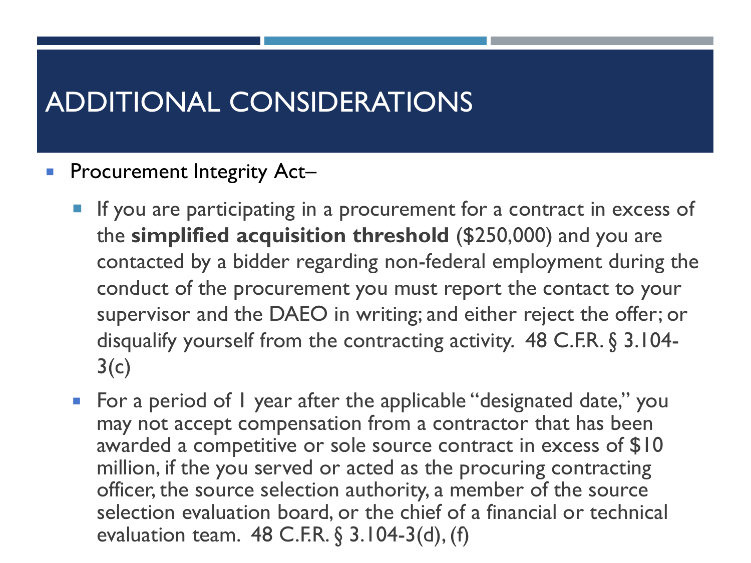# ADDITIONAL CONSIDERATIONS

- Procurement Integrity Act–
  - If you are participating in a procurement for a contract in excess of the **simplified acquisition threshold** ($250,000) and you are contacted by a bidder regarding non-federal employment during the conduct of the procurement you must report the contact to your supervisor and the DAEO in writing; and either reject the offer; or disqualify yourself from the contracting activity. 48 C.F.R. § 3.104-3(c)
  - For a period of 1 year after the applicable "designated date," you may not accept compensation from a contractor that has been awarded a competitive or sole source contract in excess of $10 million, if the you served or acted as the procuring contracting officer, the source selection authority, a member of the source selection evaluation board, or the chief of a financial or technical evaluation team. 48 C.F.R. § 3.104-3(d), (f)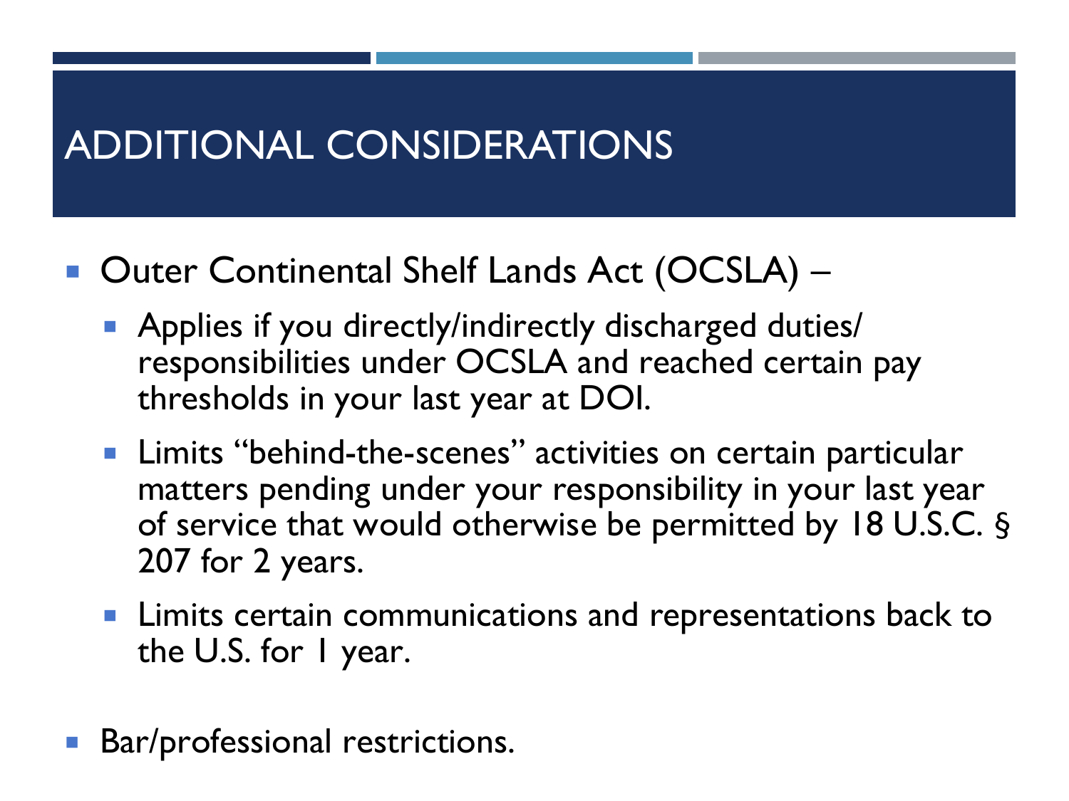# ADDITIONAL CONSIDERATIONS

- Outer Continental Shelf Lands Act (OCSLA) –
  - Applies if you directly/indirectly discharged duties/ responsibilities under OCSLA and reached certain pay thresholds in your last year at DOI.
  - Limits "behind-the-scenes" activities on certain particular matters pending under your responsibility in your last year of service that would otherwise be permitted by 18 U.S.C. § 207 for 2 years.
  - Limits certain communications and representations back to the U.S. for 1 year.
- Bar/professional restrictions.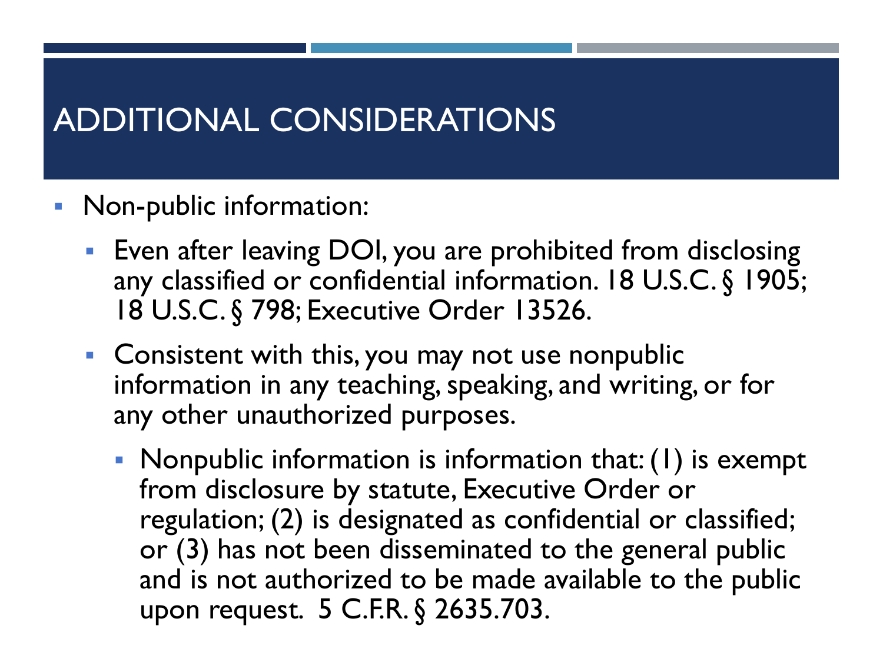# ADDITIONAL CONSIDERATIONS

- Non-public information:
  - Even after leaving DOI, you are prohibited from disclosing any classified or confidential information. 18 U.S.C. § 1905; 18 U.S.C. § 798; Executive Order 13526.
  - Consistent with this, you may not use nonpublic information in any teaching, speaking, and writing, or for any other unauthorized purposes.
    - Nonpublic information is information that: (1) is exempt from disclosure by statute, Executive Order or regulation; (2) is designated as confidential or classified; or (3) has not been disseminated to the general public and is not authorized to be made available to the public upon request. 5 C.F.R. § 2635.703.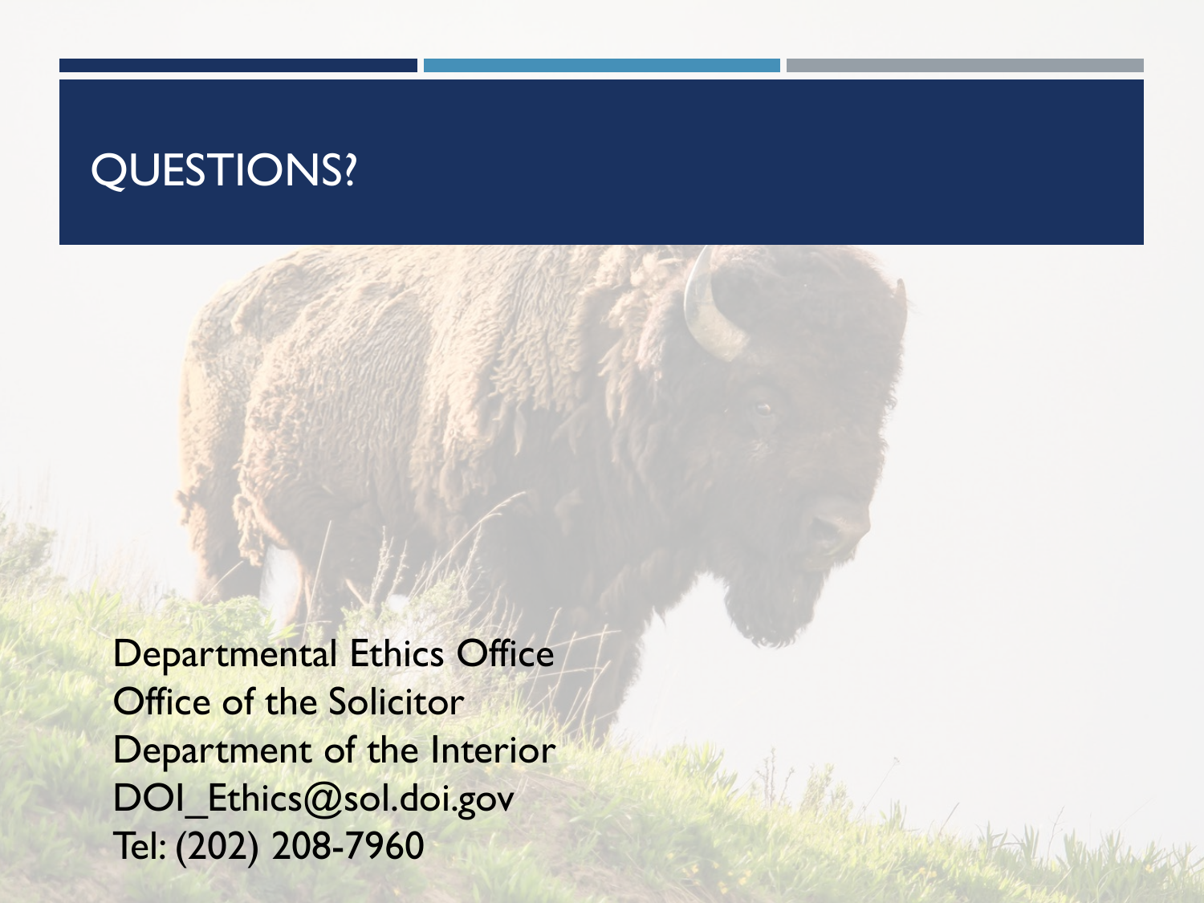# QUESTIONS?

Departmental Ethics Office
Office of the Solicitor
Department of the Interior
DOI_Ethics@sol.doi.gov
Tel: (202) 208-7960